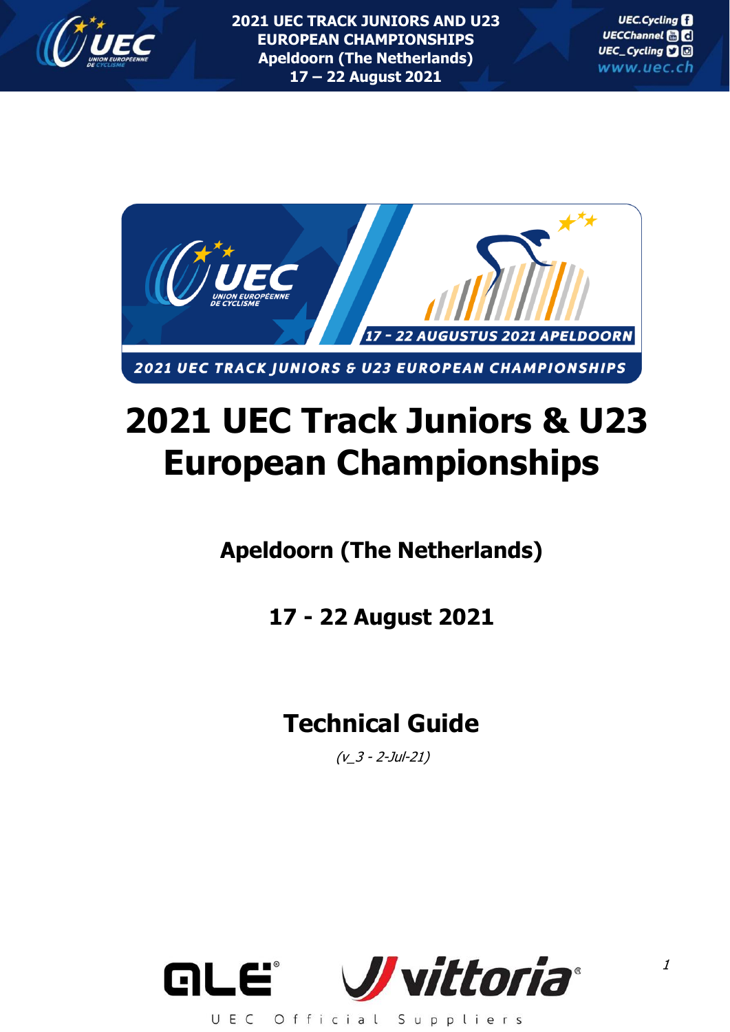# 2021 UEC Track Juniors & U23 European Championships

**Apeldoorn (The Netherlands)**

**17 - 22 August 2021**

## Technical Guide

*(v_3 - 2-Jul-21)*

UEC Official Suppliers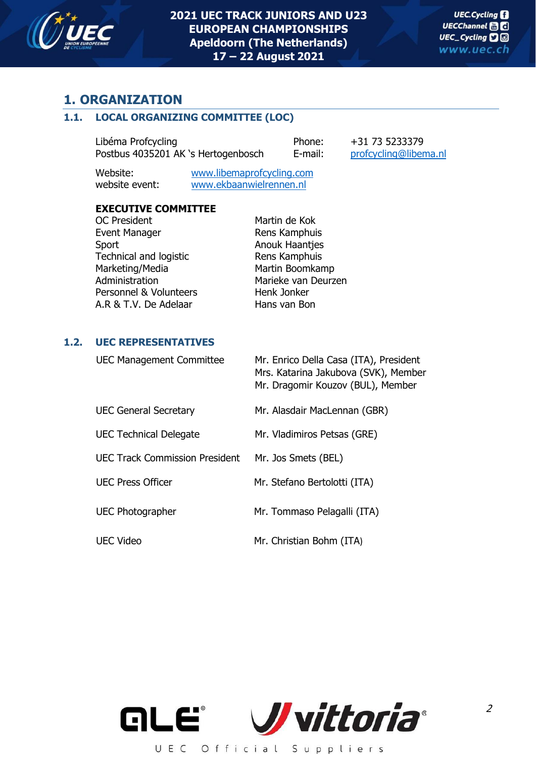# 1. ORGANIZATION

## 1.1. LOCAL ORGANIZING COMMITTEE (LOC)

Libéma Profcycling
Postbus 4035201 AK 's Hertogenbosch

Phone: +31 73 5233379
E-mail: profcycling@libema.nl

Website: www.libemaprofcycling.com
website event: www.ekbaanwielrennen.nl

**EXECUTIVE COMMITTEE**

| | |
|---|---|
| OC President | Martin de Kok |
| Event Manager | Rens Kamphuis |
| Sport | Anouk Haantjes |
| Technical and logistic | Rens Kamphuis |
| Marketing/Media | Martin Boomkamp |
| Administration | Marieke van Deurzen |
| Personnel & Volunteers | Henk Jonker |
| A.R & T.V. De Adelaar | Hans van Bon |

## 1.2. UEC REPRESENTATIVES

| | |
|---|---|
| UEC Management Committee | Mr. Enrico Della Casa (ITA), President<br>Mrs. Katarina Jakubova (SVK), Member<br>Mr. Dragomir Kouzov (BUL), Member |
| UEC General Secretary | Mr. Alasdair MacLennan (GBR) |
| UEC Technical Delegate | Mr. Vladimiros Petsas (GRE) |
| UEC Track Commission President | Mr. Jos Smets (BEL) |
| UEC Press Officer | Mr. Stefano Bertolotti (ITA) |
| UEC Photographer | Mr. Tommaso Pelagalli (ITA) |
| UEC Video | Mr. Christian Bohm (ITA) |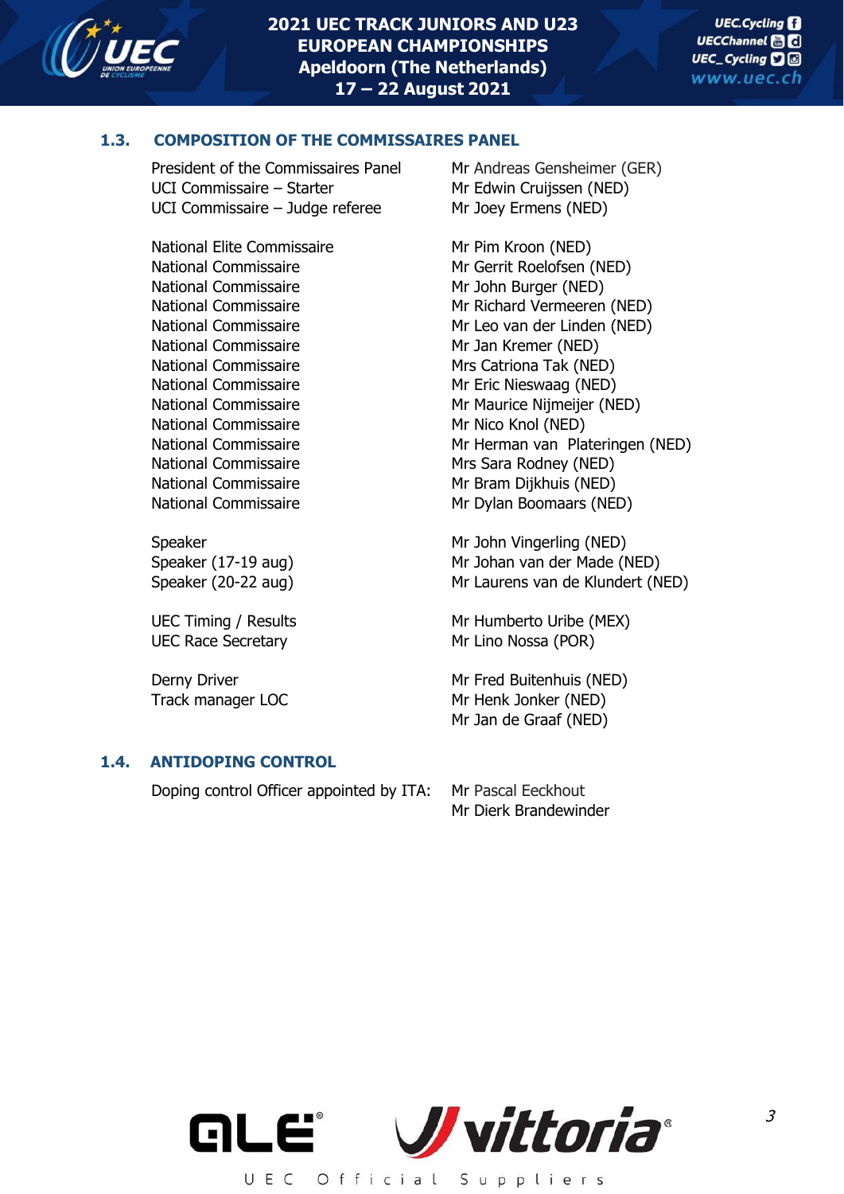## 1.3. COMPOSITION OF THE COMMISSAIRES PANEL

| | |
|---|---|
| President of the Commissaires Panel | Mr Andreas Gensheimer (GER) |
| UCI Commissaire – Starter | Mr Edwin Cruijssen (NED) |
| UCI Commissaire – Judge referee | Mr Joey Ermens (NED) |
| | |
| National Elite Commissaire | Mr Pim Kroon (NED) |
| National Commissaire | Mr Gerrit Roelofsen (NED) |
| National Commissaire | Mr John Burger (NED) |
| National Commissaire | Mr Richard Vermeeren (NED) |
| National Commissaire | Mr Leo van der Linden (NED) |
| National Commissaire | Mr Jan Kremer (NED) |
| National Commissaire | Mrs Catriona Tak (NED) |
| National Commissaire | Mr Eric Nieswaag (NED) |
| National Commissaire | Mr Maurice Nijmeijer (NED) |
| National Commissaire | Mr Nico Knol (NED) |
| National Commissaire | Mr Herman van Plateringen (NED) |
| National Commissaire | Mrs Sara Rodney (NED) |
| National Commissaire | Mr Bram Dijkhuis (NED) |
| National Commissaire | Mr Dylan Boomaars (NED) |
| | |
| Speaker | Mr John Vingerling (NED) |
| Speaker (17-19 aug) | Mr Johan van der Made (NED) |
| Speaker (20-22 aug) | Mr Laurens van de Klundert (NED) |
| | |
| UEC Timing / Results | Mr Humberto Uribe (MEX) |
| UEC Race Secretary | Mr Lino Nossa (POR) |
| | |
| Derny Driver | Mr Fred Buitenhuis (NED) |
| Track manager LOC | Mr Henk Jonker (NED) |
| | Mr Jan de Graaf (NED) |

## 1.4. ANTIDOPING CONTROL

| | |
|---|---|
| Doping control Officer appointed by ITA: | Mr Pascal Eeckhout |
| | Mr Dierk Brandewinder |

UEC Official Suppliers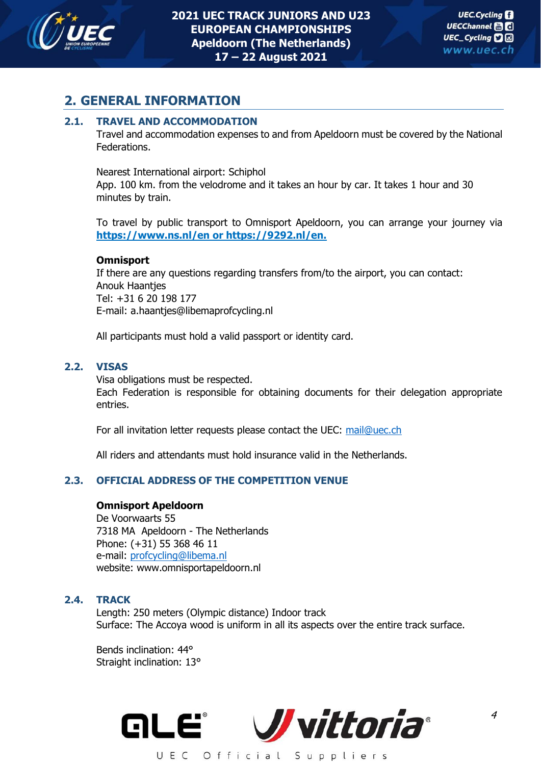## 2. GENERAL INFORMATION

### 2.1. TRAVEL AND ACCOMMODATION

Travel and accommodation expenses to and from Apeldoorn must be covered by the National Federations.

Nearest International airport: Schiphol
App. 100 km. from the velodrome and it takes an hour by car. It takes 1 hour and 30 minutes by train.

To travel by public transport to Omnisport Apeldoorn, you can arrange your journey via **https://www.ns.nl/en or https://9292.nl/en.**

**Omnisport**
If there are any questions regarding transfers from/to the airport, you can contact:
Anouk Haantjes
Tel: +31 6 20 198 177
E-mail: a.haantjes@libemaprofcycling.nl

All participants must hold a valid passport or identity card.

### 2.2. VISAS

Visa obligations must be respected.
Each Federation is responsible for obtaining documents for their delegation appropriate entries.

For all invitation letter requests please contact the UEC: mail@uec.ch

All riders and attendants must hold insurance valid in the Netherlands.

### 2.3. OFFICIAL ADDRESS OF THE COMPETITION VENUE

**Omnisport Apeldoorn**
De Voorwaarts 55
7318 MA Apeldoorn - The Netherlands
Phone: (+31) 55 368 46 11
e-mail: profcycling@libema.nl
website: www.omnisportapeldoorn.nl

### 2.4. TRACK

Length: 250 meters (Olympic distance) Indoor track
Surface: The Accoya wood is uniform in all its aspects over the entire track surface.

Bends inclination: 44°
Straight inclination: 13°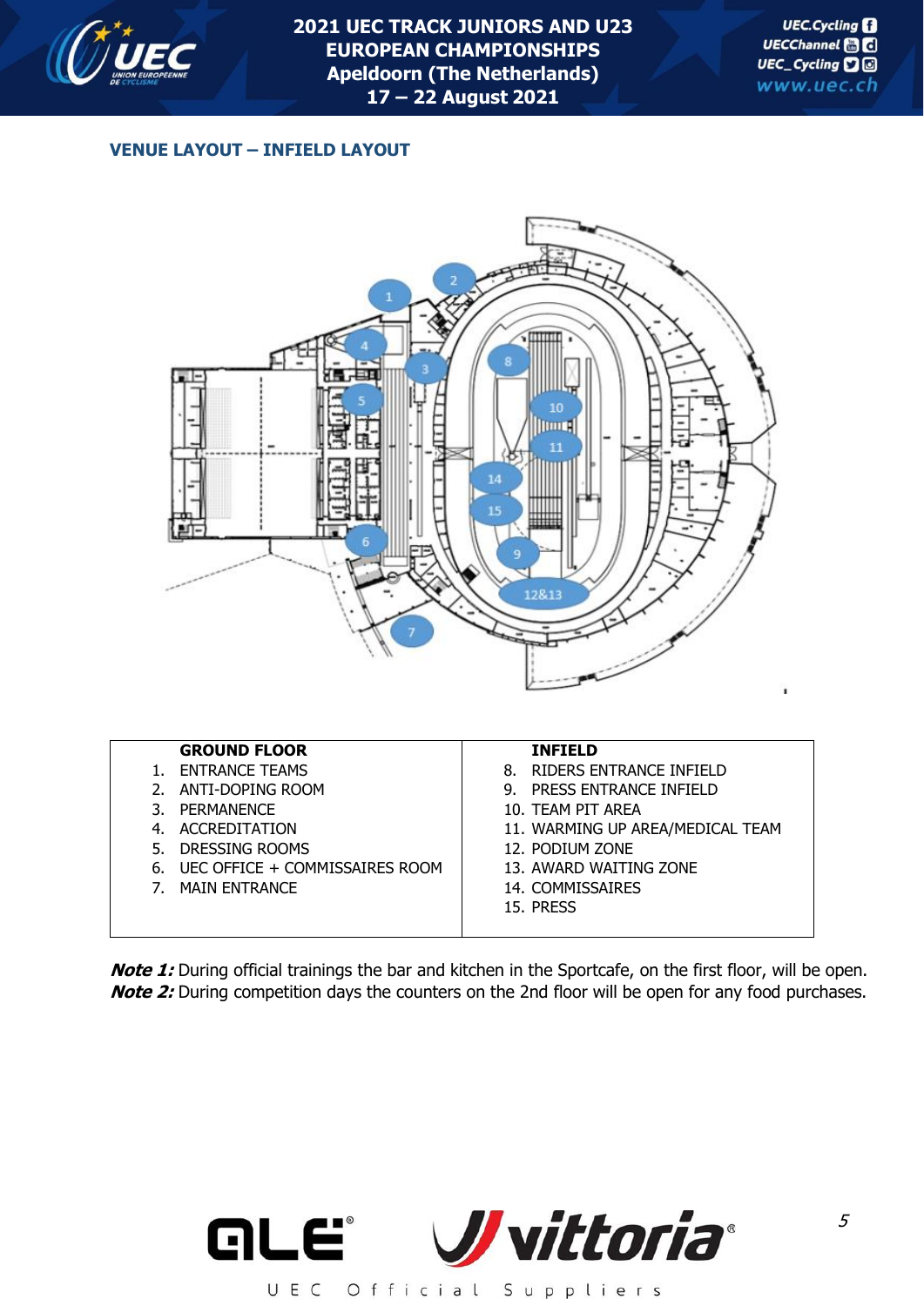## VENUE LAYOUT – INFIELD LAYOUT

| GROUND FLOOR | INFIELD |
|---|---|
| 1. ENTRANCE TEAMS | 8. RIDERS ENTRANCE INFIELD |
| 2. ANTI-DOPING ROOM | 9. PRESS ENTRANCE INFIELD |
| 3. PERMANENCE | 10. TEAM PIT AREA |
| 4. ACCREDITATION | 11. WARMING UP AREA/MEDICAL TEAM |
| 5. DRESSING ROOMS | 12. PODIUM ZONE |
| 6. UEC OFFICE + COMMISSAIRES ROOM | 13. AWARD WAITING ZONE |
| 7. MAIN ENTRANCE | 14. COMMISSAIRES |
| | 15. PRESS |

***Note 1:*** During official trainings the bar and kitchen in the Sportcafe, on the first floor, will be open.
***Note 2:*** During competition days the counters on the 2nd floor will be open for any food purchases.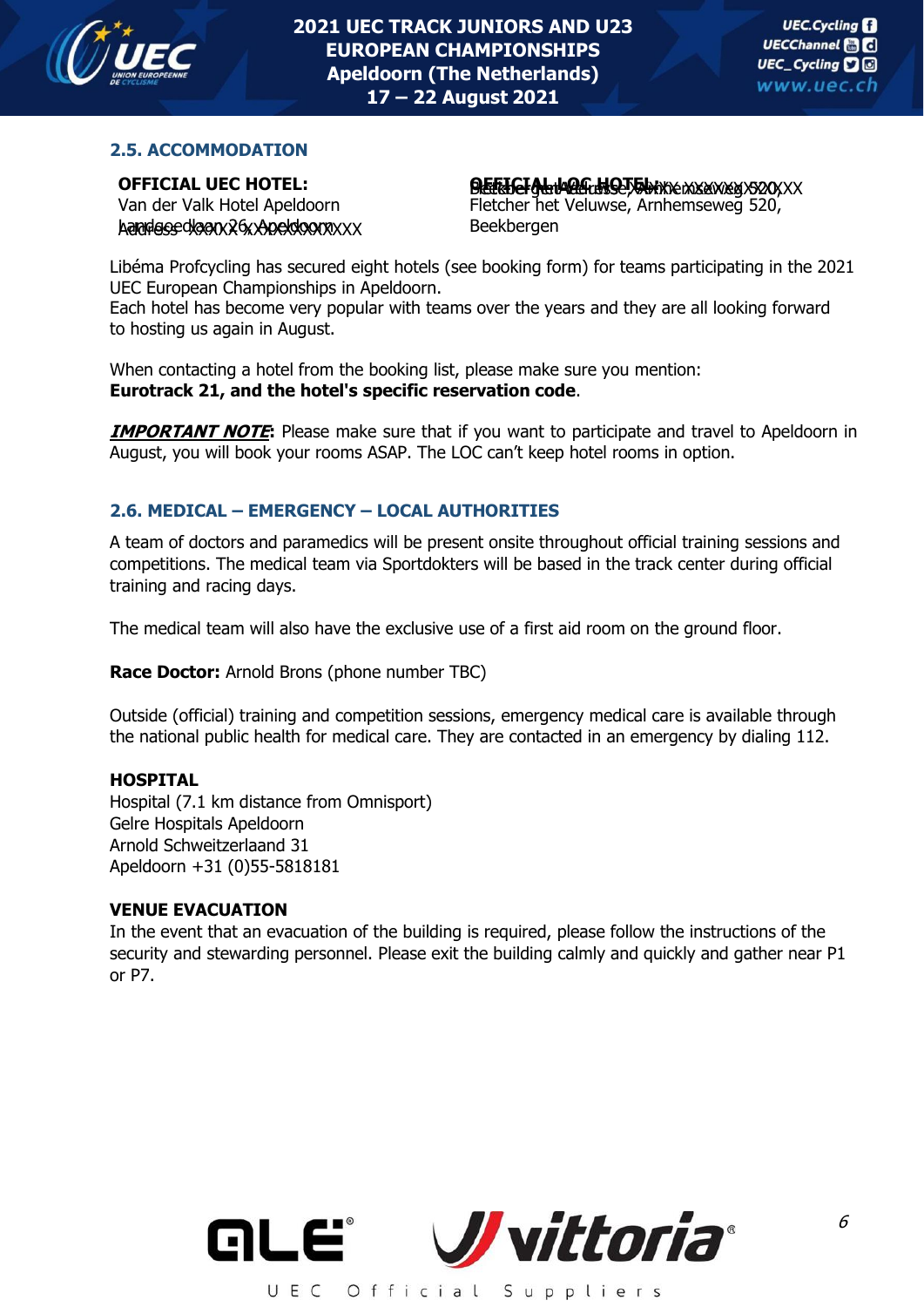## 2.5. ACCOMMODATION

**OFFICIAL UEC HOTEL:**
Van der Valk Hotel Apeldoorn
Address XXXXX, XXXXXXXX

**OFFICIAL LOC HOTEL:**
Fletcher het Veluwse, Arnhemseweg 520,
Beekbergen

Libéma Profcycling has secured eight hotels (see booking form) for teams participating in the 2021 UEC European Championships in Apeldoorn.
Each hotel has become very popular with teams over the years and they are all looking forward to hosting us again in August.

When contacting a hotel from the booking list, please make sure you mention:
**Eurotrack 21, and the hotel's specific reservation code**.

***IMPORTANT NOTE*: ** Please make sure that if you want to participate and travel to Apeldoorn in August, you will book your rooms ASAP. The LOC can't keep hotel rooms in option.

## 2.6. MEDICAL – EMERGENCY – LOCAL AUTHORITIES

A team of doctors and paramedics will be present onsite throughout official training sessions and competitions. The medical team via Sportdokters will be based in the track center during official training and racing days.

The medical team will also have the exclusive use of a first aid room on the ground floor.

**Race Doctor:** Arnold Brons (phone number TBC)

Outside (official) training and competition sessions, emergency medical care is available through the national public health for medical care. They are contacted in an emergency by dialing 112.

**HOSPITAL**
Hospital (7.1 km distance from Omnisport)
Gelre Hospitals Apeldoorn
Arnold Schweitzerlaand 31
Apeldoorn +31 (0)55-5818181

**VENUE EVACUATION**
In the event that an evacuation of the building is required, please follow the instructions of the security and stewarding personnel. Please exit the building calmly and quickly and gather near P1 or P7.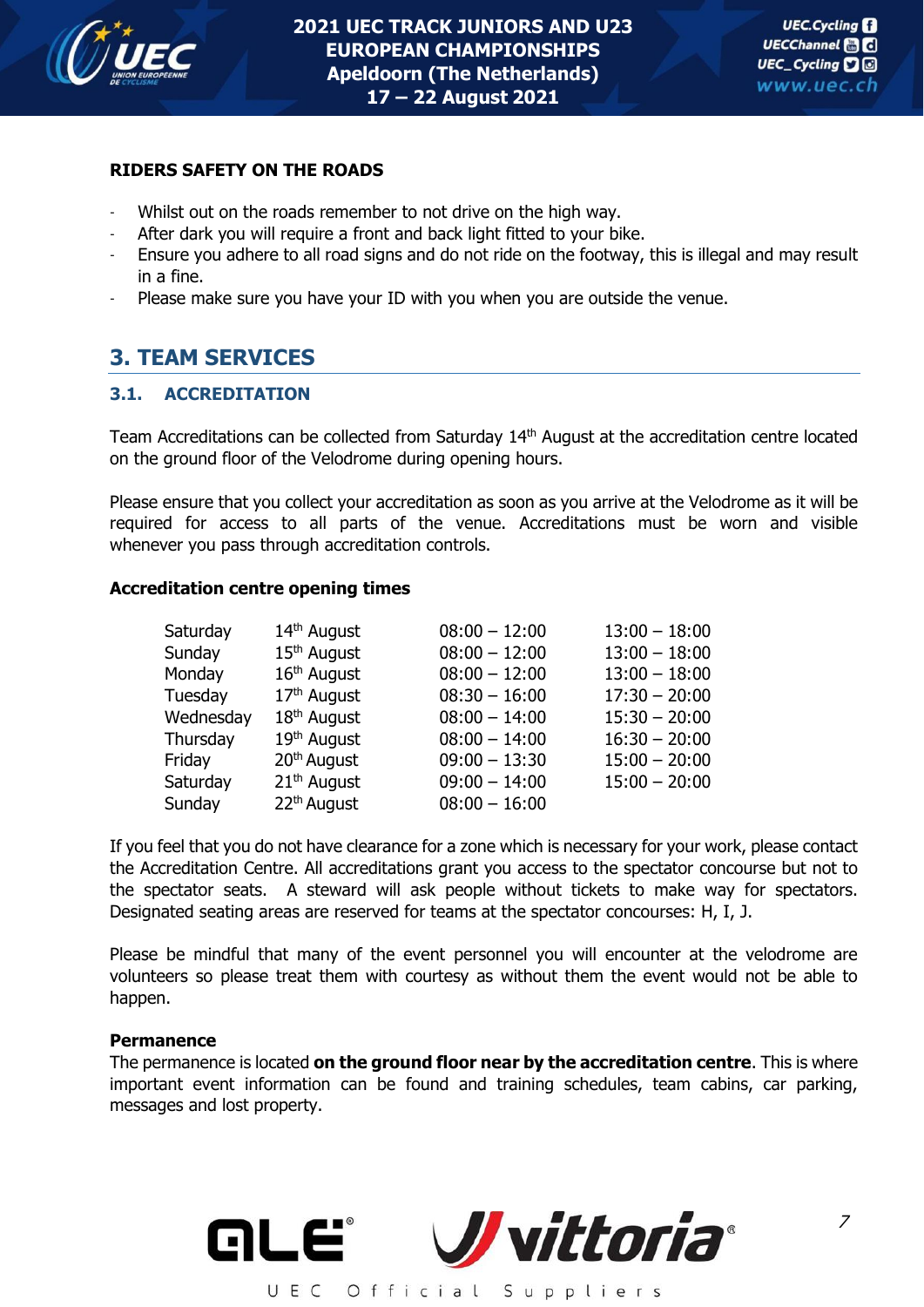**RIDERS SAFETY ON THE ROADS**

- Whilst out on the roads remember to not drive on the high way.
- After dark you will require a front and back light fitted to your bike.
- Ensure you adhere to all road signs and do not ride on the footway, this is illegal and may result in a fine.
- Please make sure you have your ID with you when you are outside the venue.

## 3. TEAM SERVICES

### 3.1. ACCREDITATION

Team Accreditations can be collected from Saturday 14th August at the accreditation centre located on the ground floor of the Velodrome during opening hours.

Please ensure that you collect your accreditation as soon as you arrive at the Velodrome as it will be required for access to all parts of the venue. Accreditations must be worn and visible whenever you pass through accreditation controls.

**Accreditation centre opening times**

| | | | |
|---|---|---|---|
| Saturday | 14th August | 08:00 – 12:00 | 13:00 – 18:00 |
| Sunday | 15th August | 08:00 – 12:00 | 13:00 – 18:00 |
| Monday | 16th August | 08:00 – 12:00 | 13:00 – 18:00 |
| Tuesday | 17th August | 08:30 – 16:00 | 17:30 – 20:00 |
| Wednesday | 18th August | 08:00 – 14:00 | 15:30 – 20:00 |
| Thursday | 19th August | 08:00 – 14:00 | 16:30 – 20:00 |
| Friday | 20th August | 09:00 – 13:30 | 15:00 – 20:00 |
| Saturday | 21th August | 09:00 – 14:00 | 15:00 – 20:00 |
| Sunday | 22th August | 08:00 – 16:00 | |

If you feel that you do not have clearance for a zone which is necessary for your work, please contact the Accreditation Centre. All accreditations grant you access to the spectator concourse but not to the spectator seats. A steward will ask people without tickets to make way for spectators. Designated seating areas are reserved for teams at the spectator concourses: H, I, J.

Please be mindful that many of the event personnel you will encounter at the velodrome are volunteers so please treat them with courtesy as without them the event would not be able to happen.

**Permanence**

The permanence is located **on the ground floor near by the accreditation centre**. This is where important event information can be found and training schedules, team cabins, car parking, messages and lost property.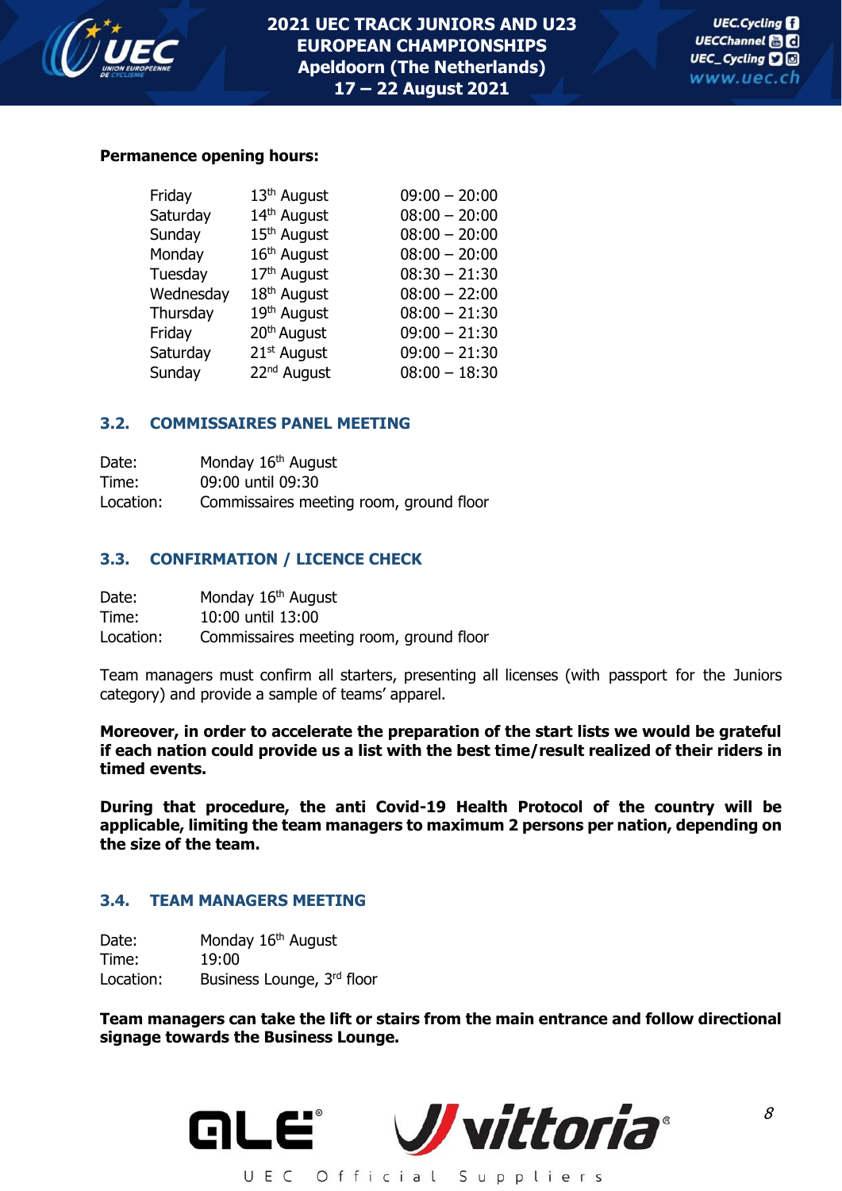**Permanence opening hours:**

| | | |
|---|---|---|
| Friday | 13th August | 09:00 – 20:00 |
| Saturday | 14th August | 08:00 – 20:00 |
| Sunday | 15th August | 08:00 – 20:00 |
| Monday | 16th August | 08:00 – 20:00 |
| Tuesday | 17th August | 08:30 – 21:30 |
| Wednesday | 18th August | 08:00 – 22:00 |
| Thursday | 19th August | 08:00 – 21:30 |
| Friday | 20th August | 09:00 – 21:30 |
| Saturday | 21st August | 09:00 – 21:30 |
| Sunday | 22nd August | 08:00 – 18:30 |

### 3.2. COMMISSAIRES PANEL MEETING

Date: Monday 16th August
Time: 09:00 until 09:30
Location: Commissaires meeting room, ground floor

### 3.3. CONFIRMATION / LICENCE CHECK

Date: Monday 16th August
Time: 10:00 until 13:00
Location: Commissaires meeting room, ground floor

Team managers must confirm all starters, presenting all licenses (with passport for the Juniors category) and provide a sample of teams' apparel.

**Moreover, in order to accelerate the preparation of the start lists we would be grateful if each nation could provide us a list with the best time/result realized of their riders in timed events.**

**During that procedure, the anti Covid-19 Health Protocol of the country will be applicable, limiting the team managers to maximum 2 persons per nation, depending on the size of the team.**

### 3.4. TEAM MANAGERS MEETING

Date: Monday 16th August
Time: 19:00
Location: Business Lounge, 3rd floor

**Team managers can take the lift or stairs from the main entrance and follow directional signage towards the Business Lounge.**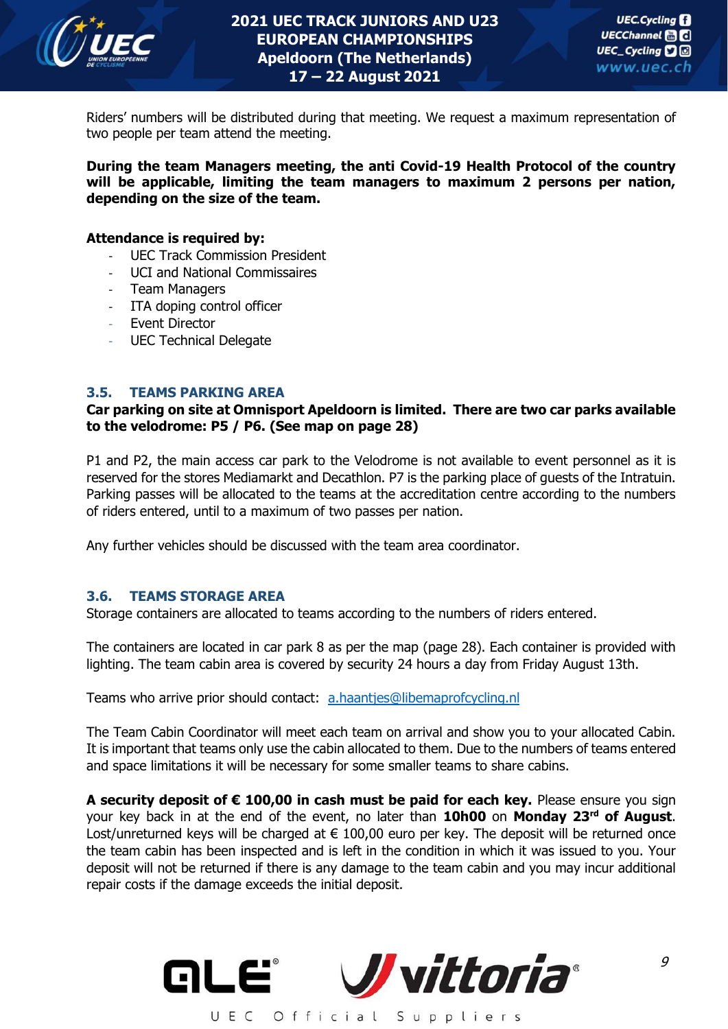Riders' numbers will be distributed during that meeting. We request a maximum representation of two people per team attend the meeting.

**During the team Managers meeting, the anti Covid-19 Health Protocol of the country will be applicable, limiting the team managers to maximum 2 persons per nation, depending on the size of the team.**

**Attendance is required by:**

- UEC Track Commission President
- UCI and National Commissaires
- Team Managers
- ITA doping control officer
- Event Director
- UEC Technical Delegate

## 3.5. TEAMS PARKING AREA

**Car parking on site at Omnisport Apeldoorn is limited. There are two car parks available to the velodrome: P5 / P6. (See map on page 28)**

P1 and P2, the main access car park to the Velodrome is not available to event personnel as it is reserved for the stores Mediamarkt and Decathlon. P7 is the parking place of guests of the Intratuin. Parking passes will be allocated to the teams at the accreditation centre according to the numbers of riders entered, until to a maximum of two passes per nation.

Any further vehicles should be discussed with the team area coordinator.

## 3.6. TEAMS STORAGE AREA

Storage containers are allocated to teams according to the numbers of riders entered.

The containers are located in car park 8 as per the map (page 28). Each container is provided with lighting. The team cabin area is covered by security 24 hours a day from Friday August 13th.

Teams who arrive prior should contact: a.haantjes@libemaprofcycling.nl

The Team Cabin Coordinator will meet each team on arrival and show you to your allocated Cabin. It is important that teams only use the cabin allocated to them. Due to the numbers of teams entered and space limitations it will be necessary for some smaller teams to share cabins.

**A security deposit of € 100,00 in cash must be paid for each key.** Please ensure you sign your key back in at the end of the event, no later than **10h00** on **Monday 23rd of August**. Lost/unreturned keys will be charged at € 100,00 euro per key. The deposit will be returned once the team cabin has been inspected and is left in the condition in which it was issued to you. Your deposit will not be returned if there is any damage to the team cabin and you may incur additional repair costs if the damage exceeds the initial deposit.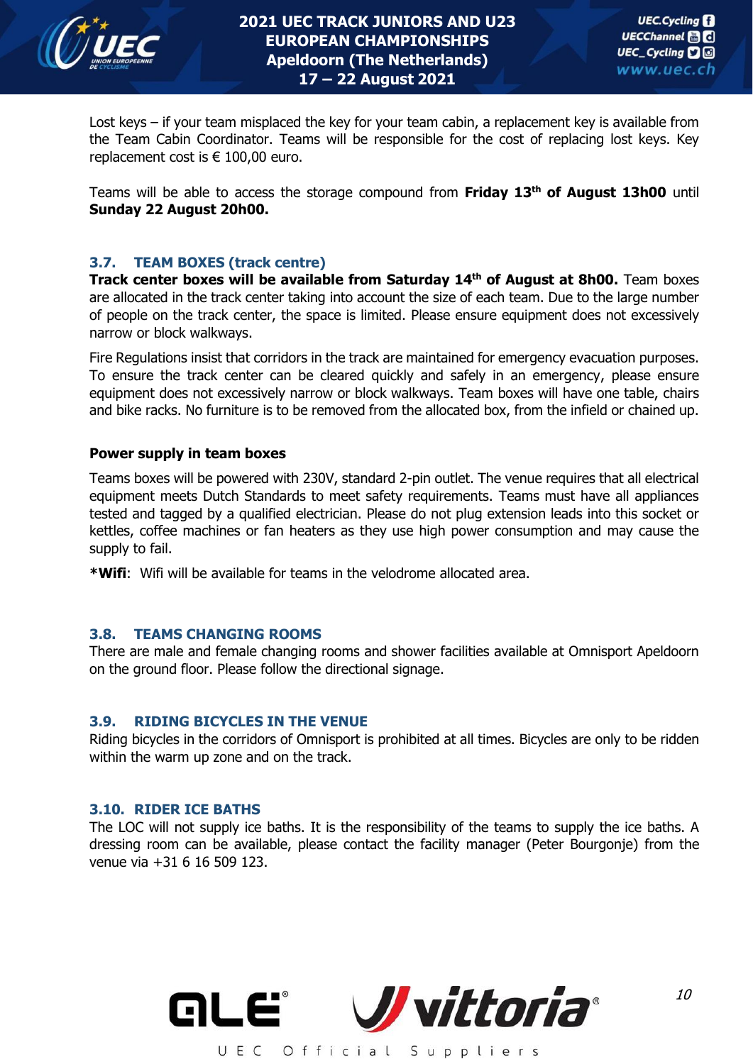Lost keys – if your team misplaced the key for your team cabin, a replacement key is available from the Team Cabin Coordinator. Teams will be responsible for the cost of replacing lost keys. Key replacement cost is € 100,00 euro.

Teams will be able to access the storage compound from **Friday 13th of August 13h00** until **Sunday 22 August 20h00.**

### 3.7. TEAM BOXES (track centre)

**Track center boxes will be available from Saturday 14th of August at 8h00.** Team boxes are allocated in the track center taking into account the size of each team. Due to the large number of people on the track center, the space is limited. Please ensure equipment does not excessively narrow or block walkways.

Fire Regulations insist that corridors in the track are maintained for emergency evacuation purposes. To ensure the track center can be cleared quickly and safely in an emergency, please ensure equipment does not excessively narrow or block walkways. Team boxes will have one table, chairs and bike racks. No furniture is to be removed from the allocated box, from the infield or chained up.

**Power supply in team boxes**

Teams boxes will be powered with 230V, standard 2-pin outlet. The venue requires that all electrical equipment meets Dutch Standards to meet safety requirements. Teams must have all appliances tested and tagged by a qualified electrician. Please do not plug extension leads into this socket or kettles, coffee machines or fan heaters as they use high power consumption and may cause the supply to fail.

***Wifi**: Wifi will be available for teams in the velodrome allocated area.

### 3.8. TEAMS CHANGING ROOMS

There are male and female changing rooms and shower facilities available at Omnisport Apeldoorn on the ground floor. Please follow the directional signage.

### 3.9. RIDING BICYCLES IN THE VENUE

Riding bicycles in the corridors of Omnisport is prohibited at all times. Bicycles are only to be ridden within the warm up zone and on the track.

### 3.10. RIDER ICE BATHS

The LOC will not supply ice baths. It is the responsibility of the teams to supply the ice baths. A dressing room can be available, please contact the facility manager (Peter Bourgonje) from the venue via +31 6 16 509 123.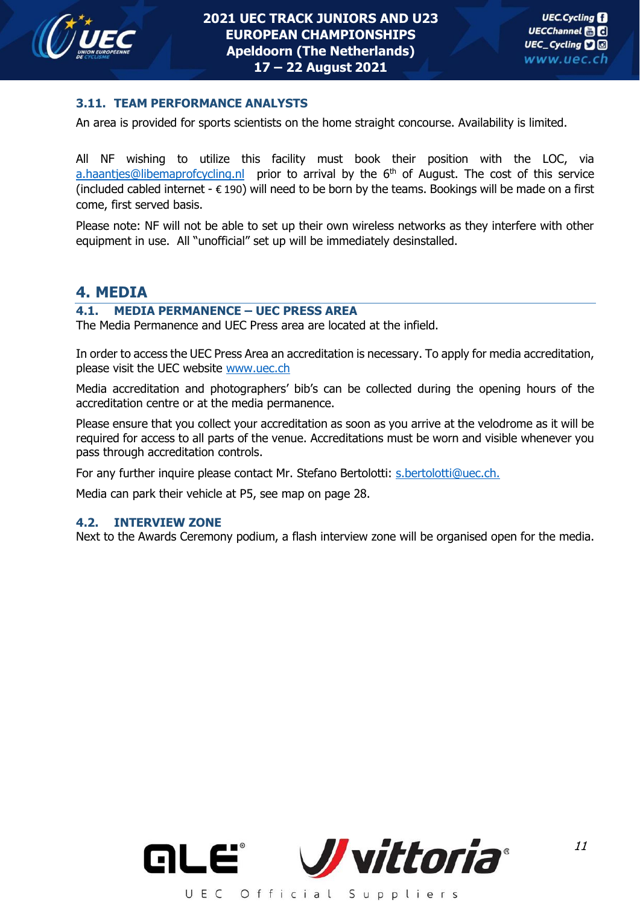### 3.11. TEAM PERFORMANCE ANALYSTS

An area is provided for sports scientists on the home straight concourse. Availability is limited.

All NF wishing to utilize this facility must book their position with the LOC, via a.haantjes@libemaprofcycling.nl prior to arrival by the 6th of August. The cost of this service (included cabled internet - € 190) will need to be born by the teams. Bookings will be made on a first come, first served basis.

Please note: NF will not be able to set up their own wireless networks as they interfere with other equipment in use. All "unofficial" set up will be immediately desinstalled.

## 4. MEDIA

### 4.1. MEDIA PERMANENCE – UEC PRESS AREA

The Media Permanence and UEC Press area are located at the infield.

In order to access the UEC Press Area an accreditation is necessary. To apply for media accreditation, please visit the UEC website www.uec.ch

Media accreditation and photographers' bib's can be collected during the opening hours of the accreditation centre or at the media permanence.

Please ensure that you collect your accreditation as soon as you arrive at the velodrome as it will be required for access to all parts of the venue. Accreditations must be worn and visible whenever you pass through accreditation controls.

For any further inquire please contact Mr. Stefano Bertolotti: s.bertolotti@uec.ch.

Media can park their vehicle at P5, see map on page 28.

### 4.2. INTERVIEW ZONE

Next to the Awards Ceremony podium, a flash interview zone will be organised open for the media.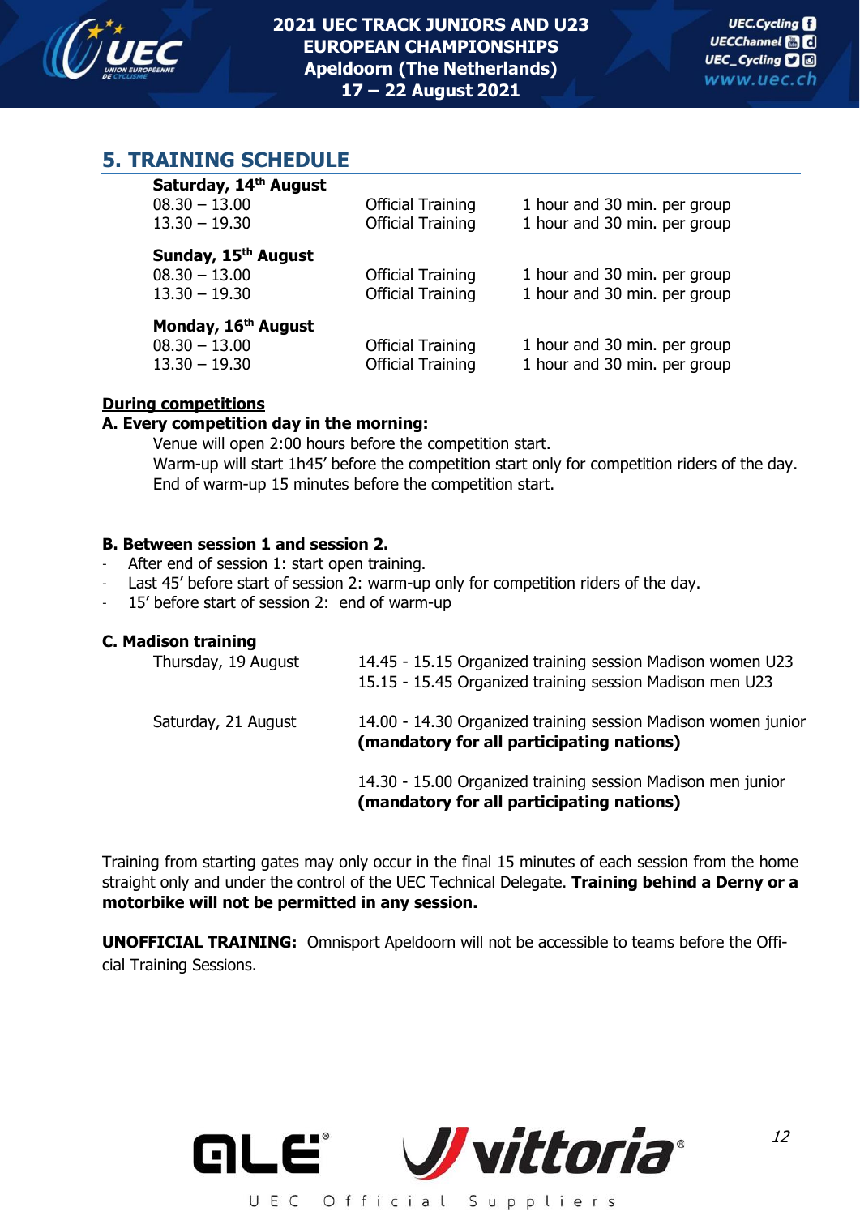## 5. TRAINING SCHEDULE

**Saturday, 14th August**

| | | |
|---|---|---|
| 08.30 – 13.00 | Official Training | 1 hour and 30 min. per group |
| 13.30 – 19.30 | Official Training | 1 hour and 30 min. per group |

**Sunday, 15th August**

| | | |
|---|---|---|
| 08.30 – 13.00 | Official Training | 1 hour and 30 min. per group |
| 13.30 – 19.30 | Official Training | 1 hour and 30 min. per group |

**Monday, 16th August**

| | | |
|---|---|---|
| 08.30 – 13.00 | Official Training | 1 hour and 30 min. per group |
| 13.30 – 19.30 | Official Training | 1 hour and 30 min. per group |

**<u>During competitions</u>**

**A. Every competition day in the morning:**

Venue will open 2:00 hours before the competition start.
Warm-up will start 1h45' before the competition start only for competition riders of the day.
End of warm-up 15 minutes before the competition start.

**B. Between session 1 and session 2.**

- After end of session 1: start open training.
- Last 45' before start of session 2: warm-up only for competition riders of the day.
- 15' before start of session 2: end of warm-up

**C. Madison training**

Thursday, 19 August
14.45 - 15.15 Organized training session Madison women U23
15.15 - 15.45 Organized training session Madison men U23

Saturday, 21 August
14.00 - 14.30 Organized training session Madison women junior **(mandatory for all participating nations)**

14.30 - 15.00 Organized training session Madison men junior **(mandatory for all participating nations)**

Training from starting gates may only occur in the final 15 minutes of each session from the home straight only and under the control of the UEC Technical Delegate. **Training behind a Derny or a motorbike will not be permitted in any session.**

**UNOFFICIAL TRAINING:** Omnisport Apeldoorn will not be accessible to teams before the Official Training Sessions.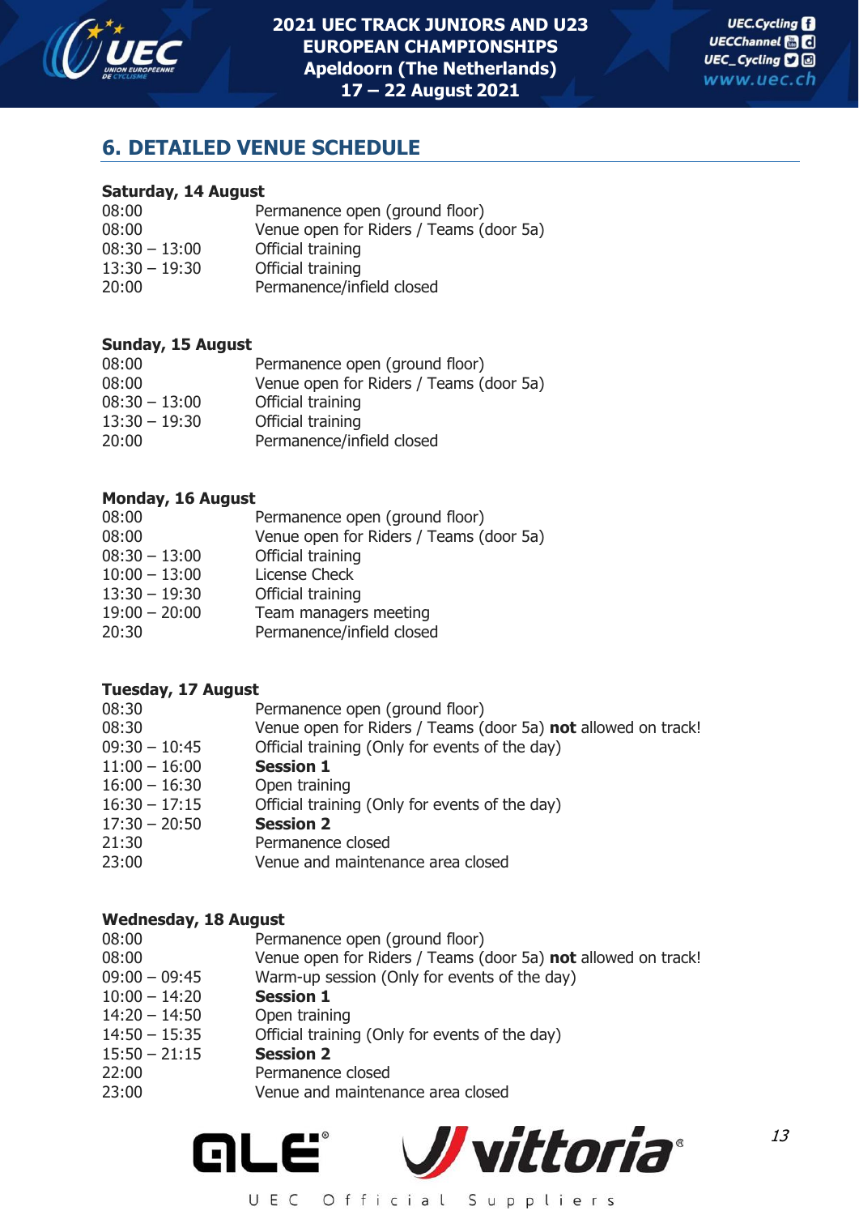## 6. DETAILED VENUE SCHEDULE

**Saturday, 14 August**

| | |
|---|---|
| 08:00 | Permanence open (ground floor) |
| 08:00 | Venue open for Riders / Teams (door 5a) |
| 08:30 – 13:00 | Official training |
| 13:30 – 19:30 | Official training |
| 20:00 | Permanence/infield closed |

**Sunday, 15 August**

| | |
|---|---|
| 08:00 | Permanence open (ground floor) |
| 08:00 | Venue open for Riders / Teams (door 5a) |
| 08:30 – 13:00 | Official training |
| 13:30 – 19:30 | Official training |
| 20:00 | Permanence/infield closed |

**Monday, 16 August**

| | |
|---|---|
| 08:00 | Permanence open (ground floor) |
| 08:00 | Venue open for Riders / Teams (door 5a) |
| 08:30 – 13:00 | Official training |
| 10:00 – 13:00 | License Check |
| 13:30 – 19:30 | Official training |
| 19:00 – 20:00 | Team managers meeting |
| 20:30 | Permanence/infield closed |

**Tuesday, 17 August**

| | |
|---|---|
| 08:30 | Permanence open (ground floor) |
| 08:30 | Venue open for Riders / Teams (door 5a) **not** allowed on track! |
| 09:30 – 10:45 | Official training (Only for events of the day) |
| 11:00 – 16:00 | **Session 1** |
| 16:00 – 16:30 | Open training |
| 16:30 – 17:15 | Official training (Only for events of the day) |
| 17:30 – 20:50 | **Session 2** |
| 21:30 | Permanence closed |
| 23:00 | Venue and maintenance area closed |

**Wednesday, 18 August**

| | |
|---|---|
| 08:00 | Permanence open (ground floor) |
| 08:00 | Venue open for Riders / Teams (door 5a) **not** allowed on track! |
| 09:00 – 09:45 | Warm-up session (Only for events of the day) |
| 10:00 – 14:20 | **Session 1** |
| 14:20 – 14:50 | Open training |
| 14:50 – 15:35 | Official training (Only for events of the day) |
| 15:50 – 21:15 | **Session 2** |
| 22:00 | Permanence closed |
| 23:00 | Venue and maintenance area closed |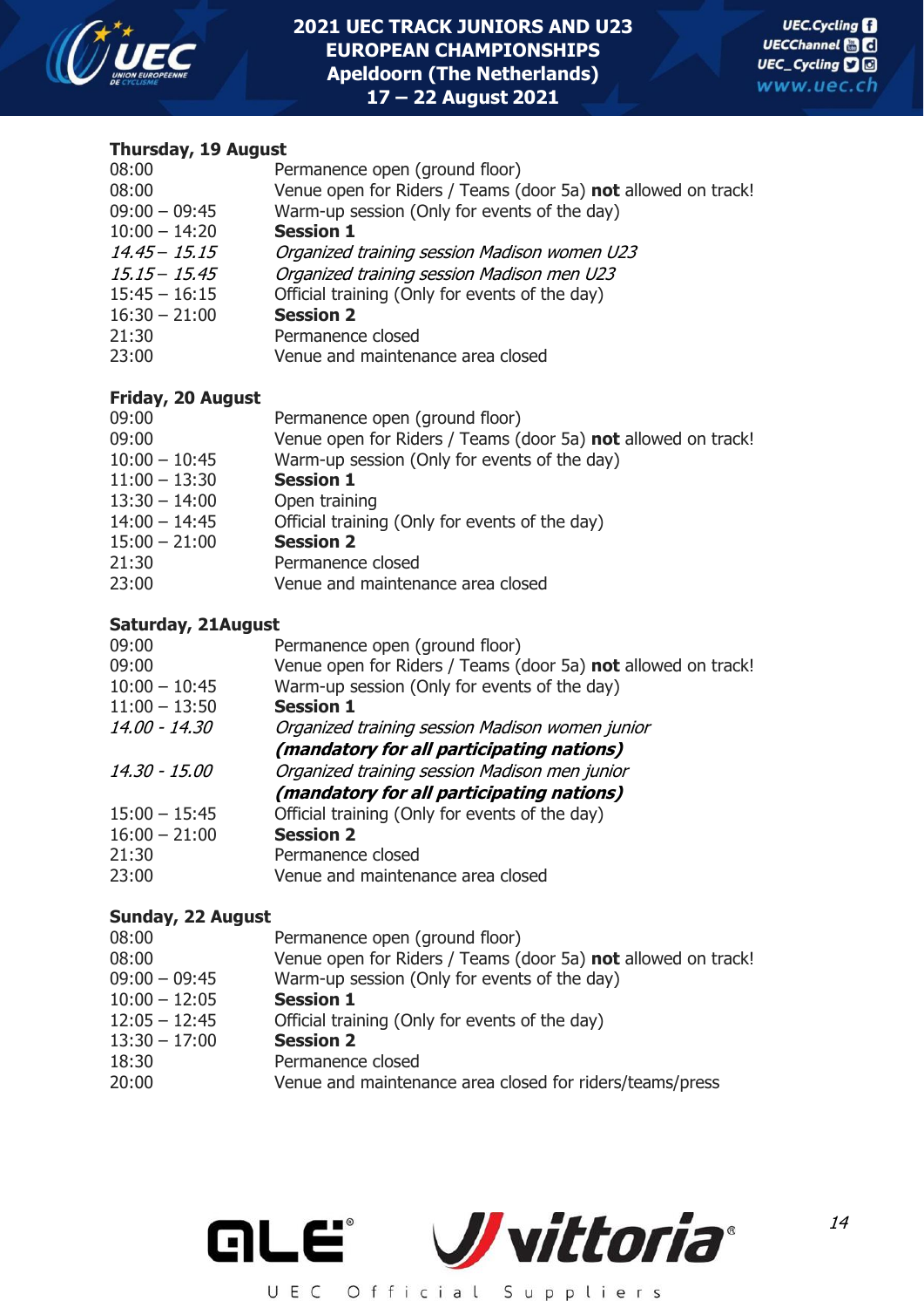**Thursday, 19 August**

| | |
|---|---|
| 08:00 | Permanence open (ground floor) |
| 08:00 | Venue open for Riders / Teams (door 5a) **not** allowed on track! |
| 09:00 – 09:45 | Warm-up session (Only for events of the day) |
| 10:00 – 14:20 | **Session 1** |
| *14.45 – 15.15* | *Organized training session Madison women U23* |
| *15.15 – 15.45* | *Organized training session Madison men U23* |
| 15:45 – 16:15 | Official training (Only for events of the day) |
| 16:30 – 21:00 | **Session 2** |
| 21:30 | Permanence closed |
| 23:00 | Venue and maintenance area closed |

**Friday, 20 August**

| | |
|---|---|
| 09:00 | Permanence open (ground floor) |
| 09:00 | Venue open for Riders / Teams (door 5a) **not** allowed on track! |
| 10:00 – 10:45 | Warm-up session (Only for events of the day) |
| 11:00 – 13:30 | **Session 1** |
| 13:30 – 14:00 | Open training |
| 14:00 – 14:45 | Official training (Only for events of the day) |
| 15:00 – 21:00 | **Session 2** |
| 21:30 | Permanence closed |
| 23:00 | Venue and maintenance area closed |

**Saturday, 21August**

| | |
|---|---|
| 09:00 | Permanence open (ground floor) |
| 09:00 | Venue open for Riders / Teams (door 5a) **not** allowed on track! |
| 10:00 – 10:45 | Warm-up session (Only for events of the day) |
| 11:00 – 13:50 | **Session 1** |
| *14.00 - 14.30* | *Organized training session Madison women junior* ***(mandatory for all participating nations)*** |
| *14.30 - 15.00* | *Organized training session Madison men junior* ***(mandatory for all participating nations)*** |
| 15:00 – 15:45 | Official training (Only for events of the day) |
| 16:00 – 21:00 | **Session 2** |
| 21:30 | Permanence closed |
| 23:00 | Venue and maintenance area closed |

**Sunday, 22 August**

| | |
|---|---|
| 08:00 | Permanence open (ground floor) |
| 08:00 | Venue open for Riders / Teams (door 5a) **not** allowed on track! |
| 09:00 – 09:45 | Warm-up session (Only for events of the day) |
| 10:00 – 12:05 | **Session 1** |
| 12:05 – 12:45 | Official training (Only for events of the day) |
| 13:30 – 17:00 | **Session 2** |
| 18:30 | Permanence closed |
| 20:00 | Venue and maintenance area closed for riders/teams/press |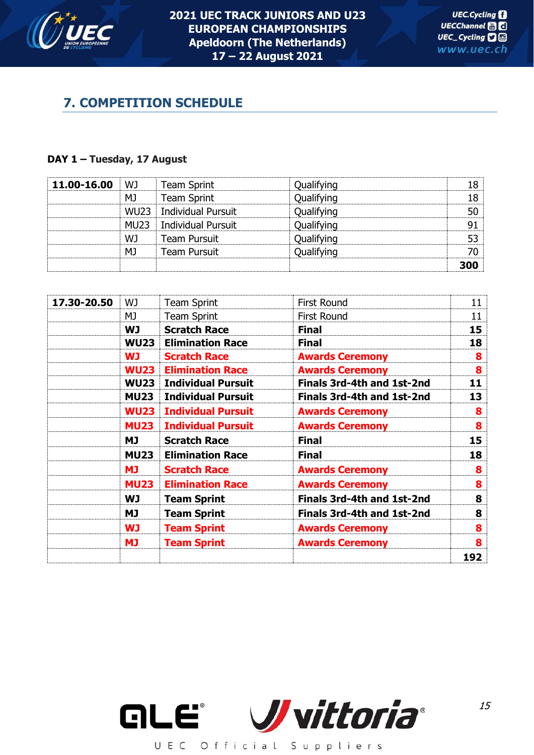## 7. COMPETITION SCHEDULE

**DAY 1 – Tuesday, 17 August**

| | | | | |
|---|---|---|---|---|
| **11.00-16.00** | WJ | Team Sprint | Qualifying | 18 |
| | MJ | Team Sprint | Qualifying | 18 |
| | WU23 | Individual Pursuit | Qualifying | 50 |
| | MU23 | Individual Pursuit | Qualifying | 91 |
| | WJ | Team Pursuit | Qualifying | 53 |
| | MJ | Team Pursuit | Qualifying | 70 |
| | | | | **300** |

| | | | | |
|---|---|---|---|---|
| **17.30-20.50** | WJ | Team Sprint | First Round | 11 |
| | MJ | Team Sprint | First Round | 11 |
| | **WJ** | **Scratch Race** | **Final** | **15** |
| | **WU23** | **Elimination Race** | **Final** | **18** |
| | **WJ** | **Scratch Race** | **Awards Ceremony** | **8** |
| | **WU23** | **Elimination Race** | **Awards Ceremony** | **8** |
| | **WU23** | **Individual Pursuit** | **Finals 3rd-4th and 1st-2nd** | **11** |
| | **MU23** | **Individual Pursuit** | **Finals 3rd-4th and 1st-2nd** | **13** |
| | **WU23** | **Individual Pursuit** | **Awards Ceremony** | **8** |
| | **MU23** | **Individual Pursuit** | **Awards Ceremony** | **8** |
| | **MJ** | **Scratch Race** | **Final** | **15** |
| | **MU23** | **Elimination Race** | **Final** | **18** |
| | **MJ** | **Scratch Race** | **Awards Ceremony** | **8** |
| | **MU23** | **Elimination Race** | **Awards Ceremony** | **8** |
| | **WJ** | **Team Sprint** | **Finals 3rd-4th and 1st-2nd** | **8** |
| | **MJ** | **Team Sprint** | **Finals 3rd-4th and 1st-2nd** | **8** |
| | **WJ** | **Team Sprint** | **Awards Ceremony** | **8** |
| | **MJ** | **Team Sprint** | **Awards Ceremony** | **8** |
| | | | | **192** |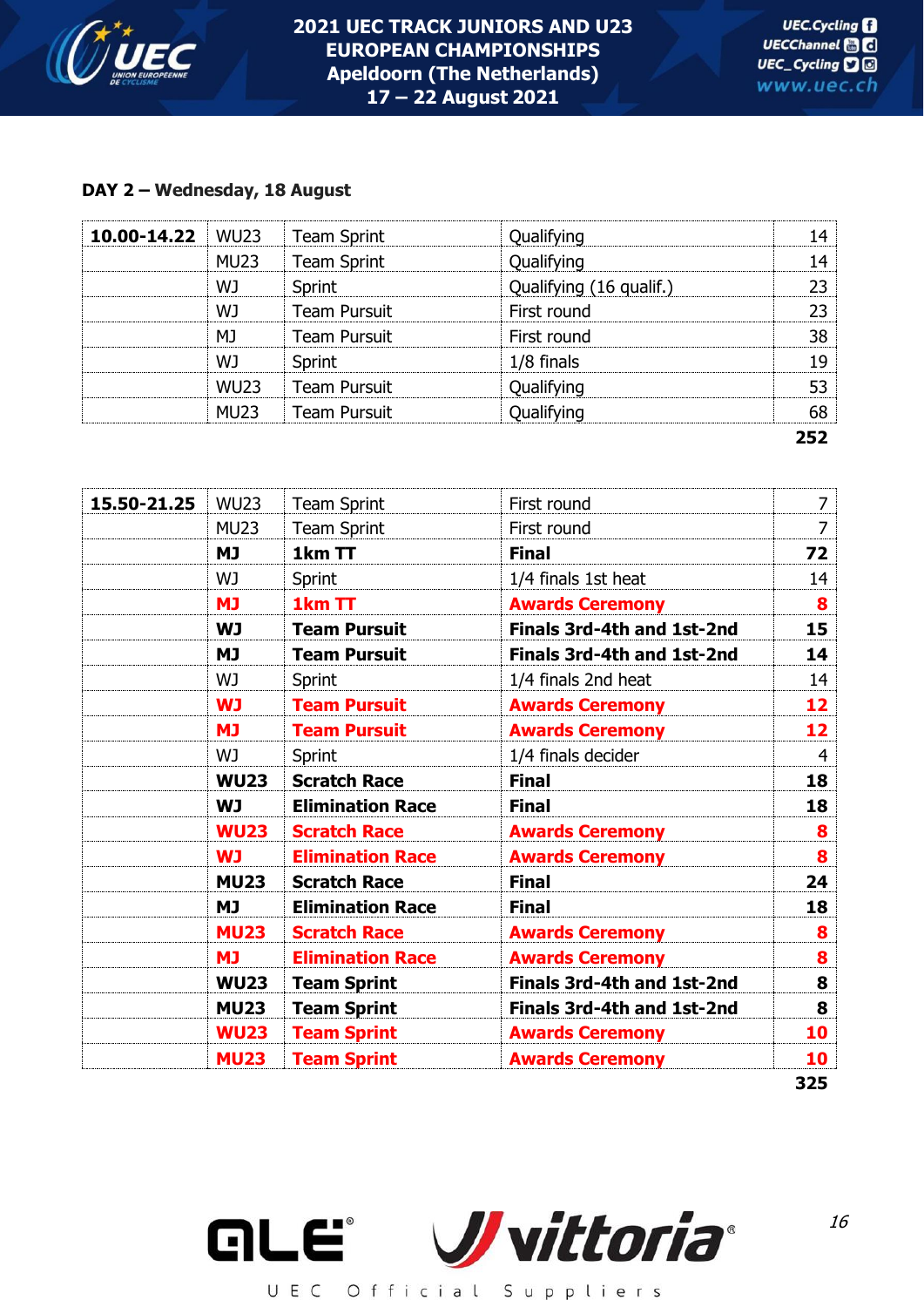## DAY 2 – Wednesday, 18 August

| | | | | |
|---|---|---|---|---|
| **10.00-14.22** | WU23 | Team Sprint | Qualifying | 14 |
| | MU23 | Team Sprint | Qualifying | 14 |
| | WJ | Sprint | Qualifying (16 qualif.) | 23 |
| | WJ | Team Pursuit | First round | 23 |
| | MJ | Team Pursuit | First round | 38 |
| | WJ | Sprint | 1/8 finals | 19 |
| | WU23 | Team Pursuit | Qualifying | 53 |
| | MU23 | Team Pursuit | Qualifying | 68 |
| | | | | **252** |

| | | | | |
|---|---|---|---|---|
| **15.50-21.25** | WU23 | Team Sprint | First round | 7 |
| | MU23 | Team Sprint | First round | 7 |
| | **MJ** | **1km TT** | **Final** | **72** |
| | WJ | Sprint | 1/4 finals 1st heat | 14 |
| | **MJ** | **1km TT** | **Awards Ceremony** | **8** |
| | **WJ** | **Team Pursuit** | **Finals 3rd-4th and 1st-2nd** | **15** |
| | **MJ** | **Team Pursuit** | **Finals 3rd-4th and 1st-2nd** | **14** |
| | WJ | Sprint | 1/4 finals 2nd heat | 14 |
| | **WJ** | **Team Pursuit** | **Awards Ceremony** | **12** |
| | **MJ** | **Team Pursuit** | **Awards Ceremony** | **12** |
| | WJ | Sprint | 1/4 finals decider | 4 |
| | **WU23** | **Scratch Race** | **Final** | **18** |
| | **WJ** | **Elimination Race** | **Final** | **18** |
| | **WU23** | **Scratch Race** | **Awards Ceremony** | **8** |
| | **WJ** | **Elimination Race** | **Awards Ceremony** | **8** |
| | **MU23** | **Scratch Race** | **Final** | **24** |
| | **MJ** | **Elimination Race** | **Final** | **18** |
| | **MU23** | **Scratch Race** | **Awards Ceremony** | **8** |
| | **MJ** | **Elimination Race** | **Awards Ceremony** | **8** |
| | **WU23** | **Team Sprint** | **Finals 3rd-4th and 1st-2nd** | **8** |
| | **MU23** | **Team Sprint** | **Finals 3rd-4th and 1st-2nd** | **8** |
| | **WU23** | **Team Sprint** | **Awards Ceremony** | **10** |
| | **MU23** | **Team Sprint** | **Awards Ceremony** | **10** |
| | | | | **325** |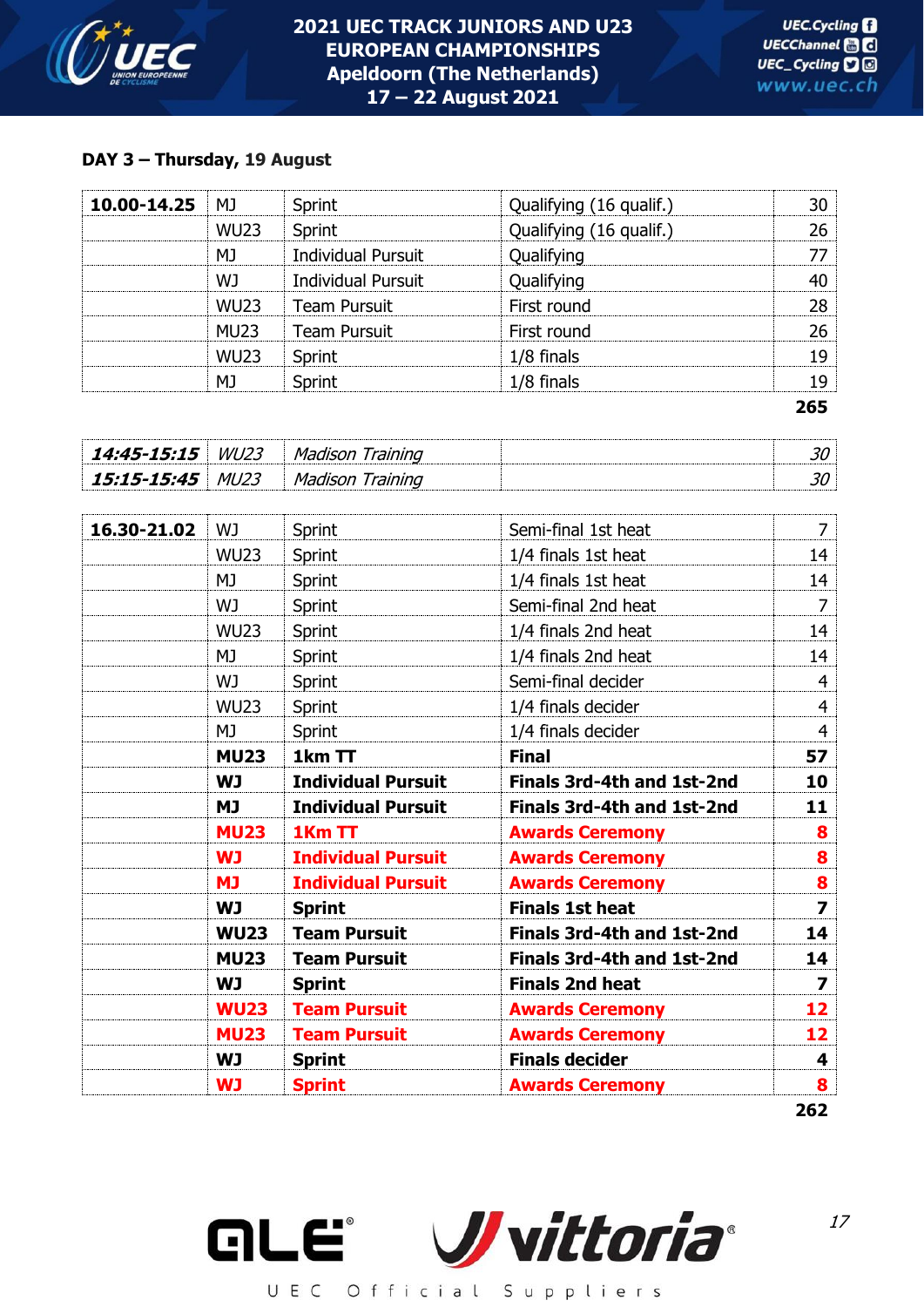# 2021 UEC TRACK JUNIORS AND U23 EUROPEAN CHAMPIONSHIPS
## Apeldoorn (The Netherlands)
## 17 – 22 August 2021

### DAY 3 – Thursday, 19 August

| | | | | |
|---|---|---|---|---|
| **10.00-14.25** | MJ | Sprint | Qualifying (16 qualif.) | 30 |
| | WU23 | Sprint | Qualifying (16 qualif.) | 26 |
| | MJ | Individual Pursuit | Qualifying | 77 |
| | WJ | Individual Pursuit | Qualifying | 40 |
| | WU23 | Team Pursuit | First round | 28 |
| | MU23 | Team Pursuit | First round | 26 |
| | WU23 | Sprint | 1/8 finals | 19 |
| | MJ | Sprint | 1/8 finals | 19 |
| | | | | **265** |

| | | | | |
|---|---|---|---|---|
| ***14:45-15:15*** | *WU23* | *Madison Training* | | *30* |
| ***15:15-15:45*** | *MU23* | *Madison Training* | | *30* |

| | | | | |
|---|---|---|---|---|
| **16.30-21.02** | WJ | Sprint | Semi-final 1st heat | 7 |
| | WU23 | Sprint | 1/4 finals 1st heat | 14 |
| | MJ | Sprint | 1/4 finals 1st heat | 14 |
| | WJ | Sprint | Semi-final 2nd heat | 7 |
| | WU23 | Sprint | 1/4 finals 2nd heat | 14 |
| | MJ | Sprint | 1/4 finals 2nd heat | 14 |
| | WJ | Sprint | Semi-final decider | 4 |
| | WU23 | Sprint | 1/4 finals decider | 4 |
| | MJ | Sprint | 1/4 finals decider | 4 |
| | **MU23** | **1km TT** | **Final** | **57** |
| | **WJ** | **Individual Pursuit** | **Finals 3rd-4th and 1st-2nd** | **10** |
| | **MJ** | **Individual Pursuit** | **Finals 3rd-4th and 1st-2nd** | **11** |
| | **MU23** | **1Km TT** | **Awards Ceremony** | **8** |
| | **WJ** | **Individual Pursuit** | **Awards Ceremony** | **8** |
| | **MJ** | **Individual Pursuit** | **Awards Ceremony** | **8** |
| | **WJ** | **Sprint** | **Finals 1st heat** | **7** |
| | **WU23** | **Team Pursuit** | **Finals 3rd-4th and 1st-2nd** | **14** |
| | **MU23** | **Team Pursuit** | **Finals 3rd-4th and 1st-2nd** | **14** |
| | **WJ** | **Sprint** | **Finals 2nd heat** | **7** |
| | **WU23** | **Team Pursuit** | **Awards Ceremony** | **12** |
| | **MU23** | **Team Pursuit** | **Awards Ceremony** | **12** |
| | **WJ** | **Sprint** | **Finals decider** | **4** |
| | **WJ** | **Sprint** | **Awards Ceremony** | **8** |
| | | | | **262** |

UEC Official Suppliers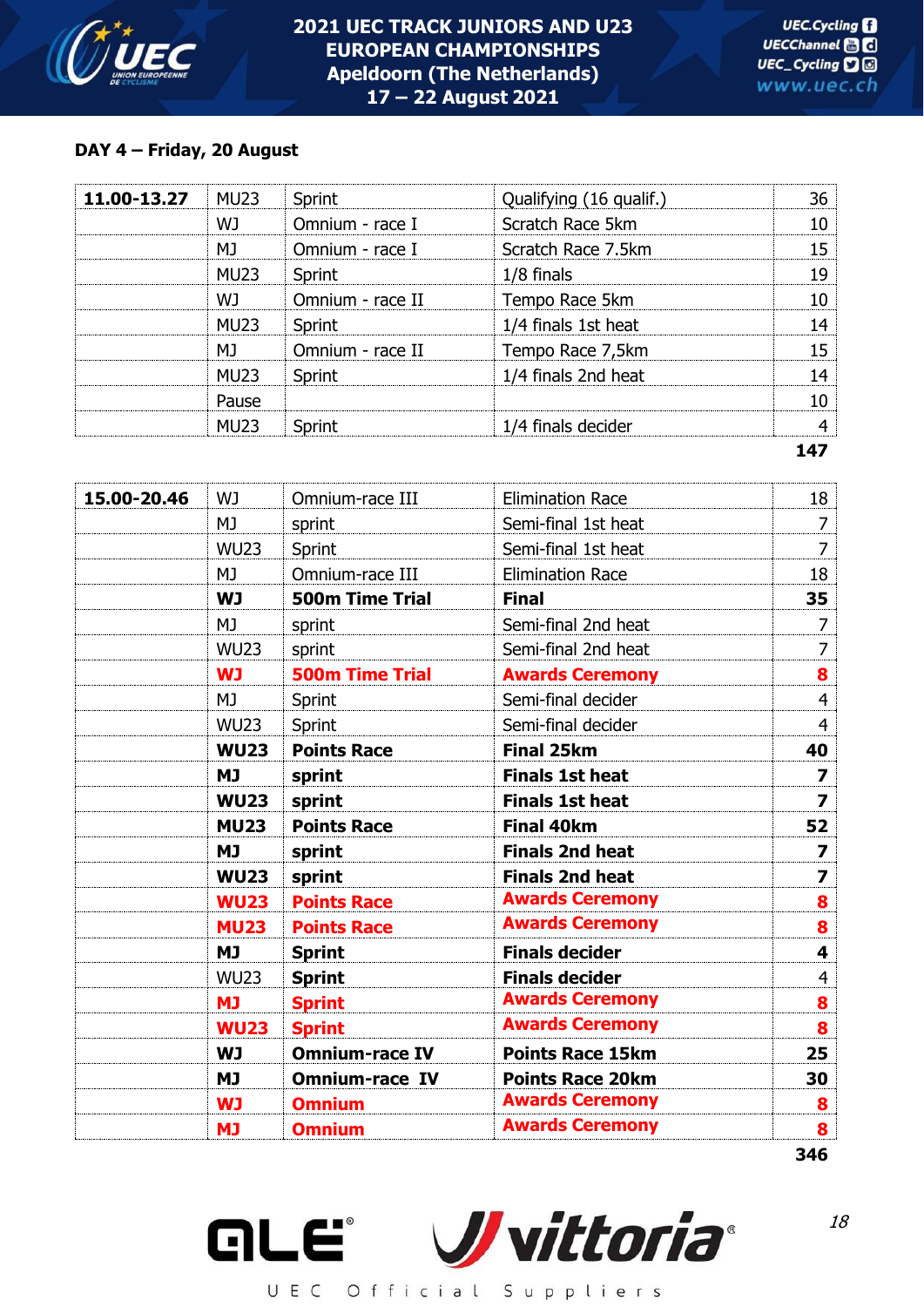## DAY 4 – Friday, 20 August

| **11.00-13.27** | MU23 | Sprint | Qualifying (16 qualif.) | 36 |
|---|---|---|---|---|
| | WJ | Omnium - race I | Scratch Race 5km | 10 |
| | MJ | Omnium - race I | Scratch Race 7.5km | 15 |
| | MU23 | Sprint | 1/8 finals | 19 |
| | WJ | Omnium - race II | Tempo Race 5km | 10 |
| | MU23 | Sprint | 1/4 finals 1st heat | 14 |
| | MJ | Omnium - race II | Tempo Race 7,5km | 15 |
| | MU23 | Sprint | 1/4 finals 2nd heat | 14 |
| | Pause | | | 10 |
| | MU23 | Sprint | 1/4 finals decider | 4 |
| | | | | **147** |

| **15.00-20.46** | WJ | Omnium-race III | Elimination Race | 18 |
|---|---|---|---|---|
| | MJ | sprint | Semi-final 1st heat | 7 |
| | WU23 | Sprint | Semi-final 1st heat | 7 |
| | MJ | Omnium-race III | Elimination Race | 18 |
| | **WJ** | **500m Time Trial** | **Final** | **35** |
| | MJ | sprint | Semi-final 2nd heat | 7 |
| | WU23 | sprint | Semi-final 2nd heat | 7 |
| | **WJ** | **500m Time Trial** | **Awards Ceremony** | **8** |
| | MJ | Sprint | Semi-final decider | 4 |
| | WU23 | Sprint | Semi-final decider | 4 |
| | **WU23** | **Points Race** | **Final 25km** | **40** |
| | **MJ** | **sprint** | **Finals 1st heat** | **7** |
| | **WU23** | **sprint** | **Finals 1st heat** | **7** |
| | **MU23** | **Points Race** | **Final 40km** | **52** |
| | **MJ** | **sprint** | **Finals 2nd heat** | **7** |
| | **WU23** | **sprint** | **Finals 2nd heat** | **7** |
| | **WU23** | **Points Race** | **Awards Ceremony** | **8** |
| | **MU23** | **Points Race** | **Awards Ceremony** | **8** |
| | **MJ** | **Sprint** | **Finals decider** | **4** |
| | WU23 | **Sprint** | **Finals decider** | 4 |
| | **MJ** | **Sprint** | **Awards Ceremony** | **8** |
| | **WU23** | **Sprint** | **Awards Ceremony** | **8** |
| | **WJ** | **Omnium-race IV** | **Points Race 15km** | **25** |
| | **MJ** | **Omnium-race IV** | **Points Race 20km** | **30** |
| | **WJ** | **Omnium** | **Awards Ceremony** | **8** |
| | **MJ** | **Omnium** | **Awards Ceremony** | **8** |
| | | | | **346** |

UEC Official Suppliers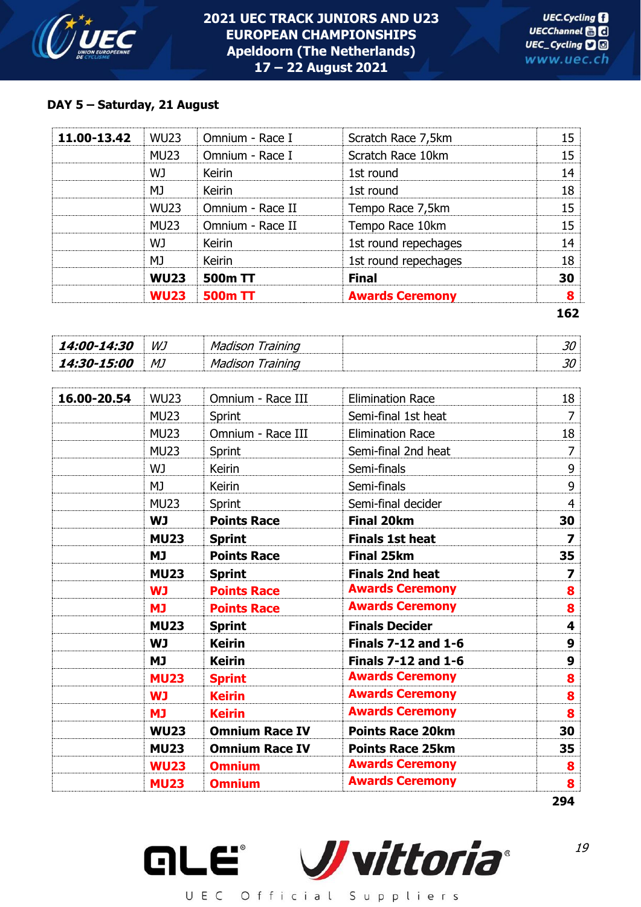**DAY 5 – Saturday, 21 August**

| | | | | |
|---|---|---|---|---|
| **11.00-13.42** | WU23 | Omnium - Race I | Scratch Race 7,5km | 15 |
| | MU23 | Omnium - Race I | Scratch Race 10km | 15 |
| | WJ | Keirin | 1st round | 14 |
| | MJ | Keirin | 1st round | 18 |
| | WU23 | Omnium - Race II | Tempo Race 7,5km | 15 |
| | MU23 | Omnium - Race II | Tempo Race 10km | 15 |
| | WJ | Keirin | 1st round repechages | 14 |
| | MJ | Keirin | 1st round repechages | 18 |
| | **WU23** | **500m TT** | **Final** | **30** |
| | **WU23** | **500m TT** | **Awards Ceremony** | **8** |
| | | | | **162** |

| | | | | |
|---|---|---|---|---|
| ***14:00-14:30*** | *WJ* | *Madison Training* | | *30* |
| ***14:30-15:00*** | *MJ* | *Madison Training* | | *30* |

| | | | | |
|---|---|---|---|---|
| **16.00-20.54** | WU23 | Omnium - Race III | Elimination Race | 18 |
| | MU23 | Sprint | Semi-final 1st heat | 7 |
| | MU23 | Omnium - Race III | Elimination Race | 18 |
| | MU23 | Sprint | Semi-final 2nd heat | 7 |
| | WJ | Keirin | Semi-finals | 9 |
| | MJ | Keirin | Semi-finals | 9 |
| | MU23 | Sprint | Semi-final decider | 4 |
| | **WJ** | **Points Race** | **Final 20km** | **30** |
| | **MU23** | **Sprint** | **Finals 1st heat** | **7** |
| | **MJ** | **Points Race** | **Final 25km** | **35** |
| | **MU23** | **Sprint** | **Finals 2nd heat** | **7** |
| | **WJ** | **Points Race** | **Awards Ceremony** | **8** |
| | **MJ** | **Points Race** | **Awards Ceremony** | **8** |
| | **MU23** | **Sprint** | **Finals Decider** | **4** |
| | **WJ** | **Keirin** | **Finals 7-12 and 1-6** | **9** |
| | **MJ** | **Keirin** | **Finals 7-12 and 1-6** | **9** |
| | **MU23** | **Sprint** | **Awards Ceremony** | **8** |
| | **WJ** | **Keirin** | **Awards Ceremony** | **8** |
| | **MJ** | **Keirin** | **Awards Ceremony** | **8** |
| | **WU23** | **Omnium Race IV** | **Points Race 20km** | **30** |
| | **MU23** | **Omnium Race IV** | **Points Race 25km** | **35** |
| | **WU23** | **Omnium** | **Awards Ceremony** | **8** |
| | **MU23** | **Omnium** | **Awards Ceremony** | **8** |
| | | | | **294** |

UEC Official Suppliers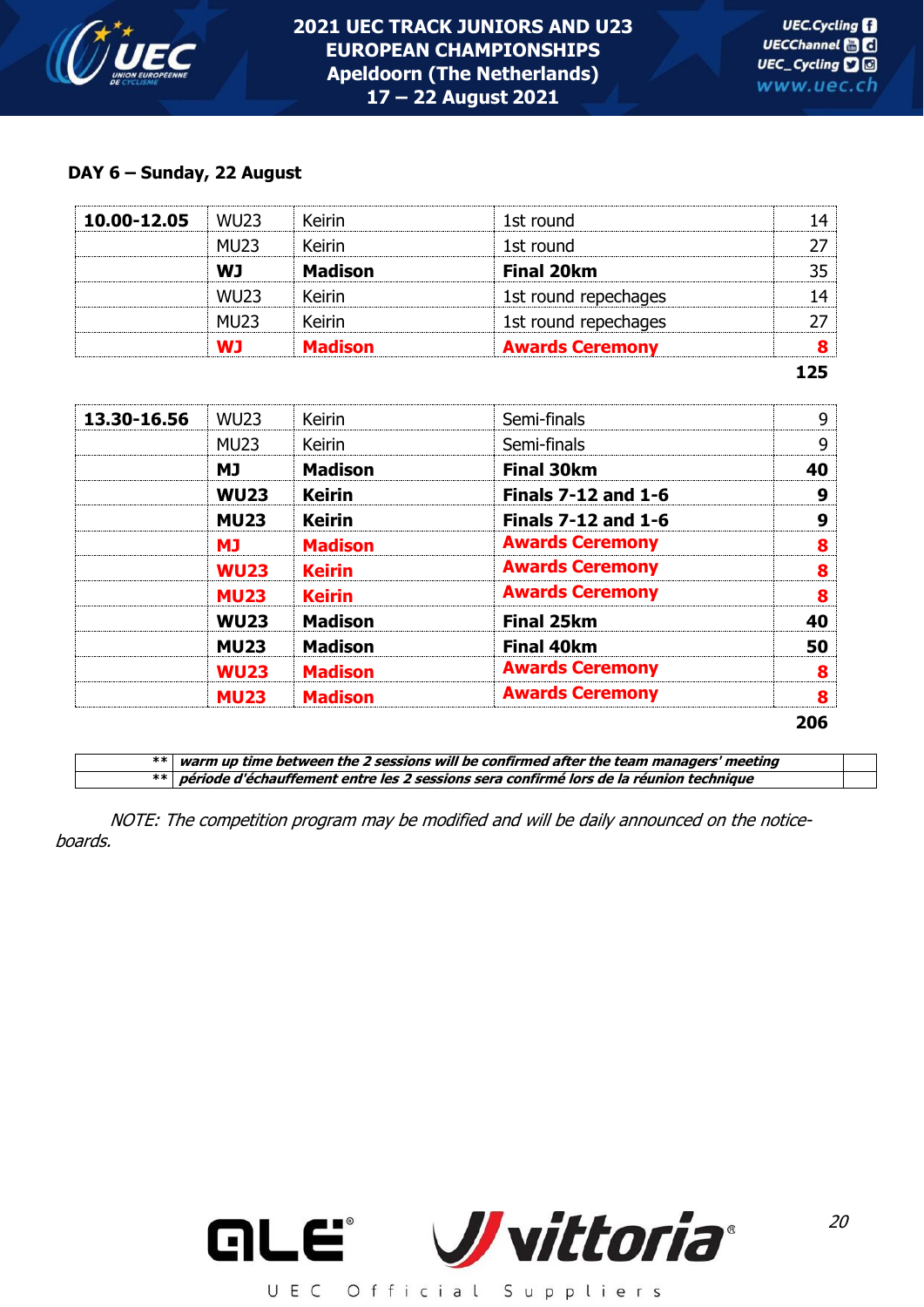**DAY 6 – Sunday, 22 August**

| | | | | |
|---|---|---|---|---|
| **10.00-12.05** | WU23 | Keirin | 1st round | 14 |
| | MU23 | Keirin | 1st round | 27 |
| | **WJ** | **Madison** | **Final 20km** | 35 |
| | WU23 | Keirin | 1st round repechages | 14 |
| | MU23 | Keirin | 1st round repechages | 27 |
| | **WJ** | **Madison** | **Awards Ceremony** | **8** |
| | | | | **125** |

| | | | | |
|---|---|---|---|---|
| **13.30-16.56** | WU23 | Keirin | Semi-finals | 9 |
| | MU23 | Keirin | Semi-finals | 9 |
| | **MJ** | **Madison** | **Final 30km** | **40** |
| | **WU23** | **Keirin** | **Finals 7-12 and 1-6** | **9** |
| | **MU23** | **Keirin** | **Finals 7-12 and 1-6** | **9** |
| | **MJ** | **Madison** | **Awards Ceremony** | **8** |
| | **WU23** | **Keirin** | **Awards Ceremony** | **8** |
| | **MU23** | **Keirin** | **Awards Ceremony** | **8** |
| | **WU23** | **Madison** | **Final 25km** | **40** |
| | **MU23** | **Madison** | **Final 40km** | **50** |
| | **WU23** | **Madison** | **Awards Ceremony** | **8** |
| | **MU23** | **Madison** | **Awards Ceremony** | **8** |
| | | | | **206** |

| | | |
|---|---|---|
| ** | ***warm up time between the 2 sessions will be confirmed after the team managers' meeting*** | |
| ** | ***période d'échauffement entre les 2 sessions sera confirmé lors de la réunion technique*** | |

*NOTE: The competition program may be modified and will be daily announced on the notice-boards.*

ALE®

vittoria®

U E C Official Suppliers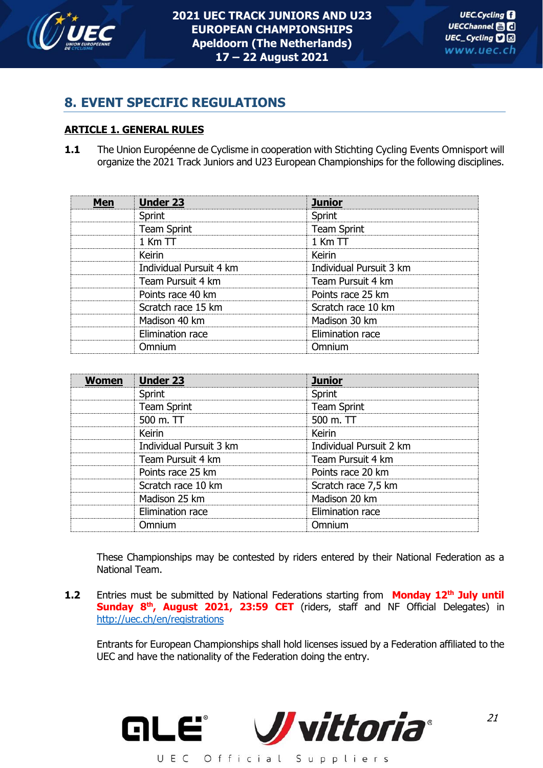## 8. EVENT SPECIFIC REGULATIONS

### ARTICLE 1. GENERAL RULES

**1.1** The Union Européenne de Cyclisme in cooperation with Stichting Cycling Events Omnisport will organize the 2021 Track Juniors and U23 European Championships for the following disciplines.

| **Men** | **Under 23** | **Junior** |
|---|---|---|
| | Sprint | Sprint |
| | Team Sprint | Team Sprint |
| | 1 Km TT | 1 Km TT |
| | Keirin | Keirin |
| | Individual Pursuit 4 km | Individual Pursuit 3 km |
| | Team Pursuit 4 km | Team Pursuit 4 km |
| | Points race 40 km | Points race 25 km |
| | Scratch race 15 km | Scratch race 10 km |
| | Madison 40 km | Madison 30 km |
| | Elimination race | Elimination race |
| | Omnium | Omnium |

| **Women** | **Under 23** | **Junior** |
|---|---|---|
| | Sprint | Sprint |
| | Team Sprint | Team Sprint |
| | 500 m. TT | 500 m. TT |
| | Keirin | Keirin |
| | Individual Pursuit 3 km | Individual Pursuit 2 km |
| | Team Pursuit 4 km | Team Pursuit 4 km |
| | Points race 25 km | Points race 20 km |
| | Scratch race 10 km | Scratch race 7,5 km |
| | Madison 25 km | Madison 20 km |
| | Elimination race | Elimination race |
| | Omnium | Omnium |

These Championships may be contested by riders entered by their National Federation as a National Team.

**1.2** Entries must be submitted by National Federations starting from **Monday 12th July until Sunday 8th, August 2021, 23:59 CET** (riders, staff and NF Official Delegates) in http://uec.ch/en/registrations

Entrants for European Championships shall hold licenses issued by a Federation affiliated to the UEC and have the nationality of the Federation doing the entry.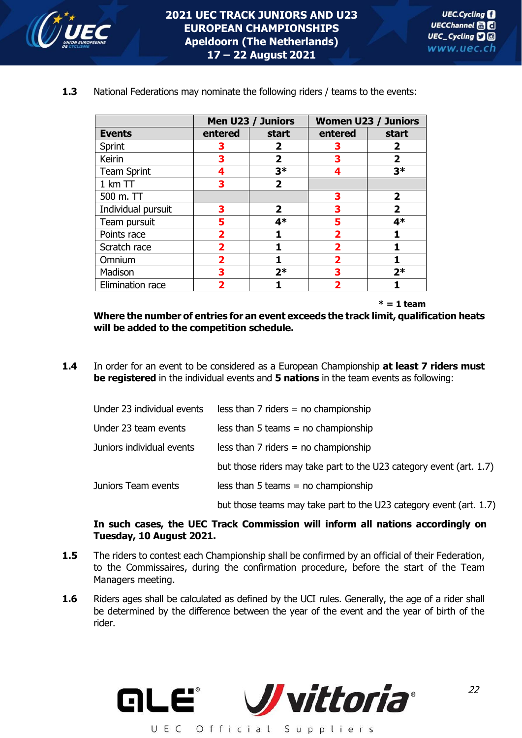**1.3** National Federations may nominate the following riders / teams to the events:

| Events | Men U23 / Juniors | | Women U23 / Juniors | |
|---|---|---|---|---|
| | entered | start | entered | start |
| Sprint | 3 | 2 | 3 | 2 |
| Keirin | 3 | 2 | 3 | 2 |
| Team Sprint | 4 | 3* | 4 | 3* |
| 1 km TT | 3 | 2 | | |
| 500 m. TT | | | 3 | 2 |
| Individual pursuit | 3 | 2 | 3 | 2 |
| Team pursuit | 5 | 4* | 5 | 4* |
| Points race | 2 | 1 | 2 | 1 |
| Scratch race | 2 | 1 | 2 | 1 |
| Omnium | 2 | 1 | 2 | 1 |
| Madison | 3 | 2* | 3 | 2* |
| Elimination race | 2 | 1 | 2 | 1 |

**\* = 1 team**

**Where the number of entries for an event exceeds the track limit, qualification heats will be added to the competition schedule.**

**1.4** In order for an event to be considered as a European Championship **at least 7 riders must be registered** in the individual events and **5 nations** in the team events as following:

| | |
|---|---|
| Under 23 individual events | less than 7 riders = no championship |
| Under 23 team events | less than 5 teams = no championship |
| Juniors individual events | less than 7 riders = no championship |
| | but those riders may take part to the U23 category event (art. 1.7) |
| Juniors Team events | less than 5 teams = no championship |
| | but those teams may take part to the U23 category event (art. 1.7) |

**In such cases, the UEC Track Commission will inform all nations accordingly on Tuesday, 10 August 2021.**

**1.5** The riders to contest each Championship shall be confirmed by an official of their Federation, to the Commissaires, during the confirmation procedure, before the start of the Team Managers meeting.

**1.6** Riders ages shall be calculated as defined by the UCI rules. Generally, the age of a rider shall be determined by the difference between the year of the event and the year of birth of the rider.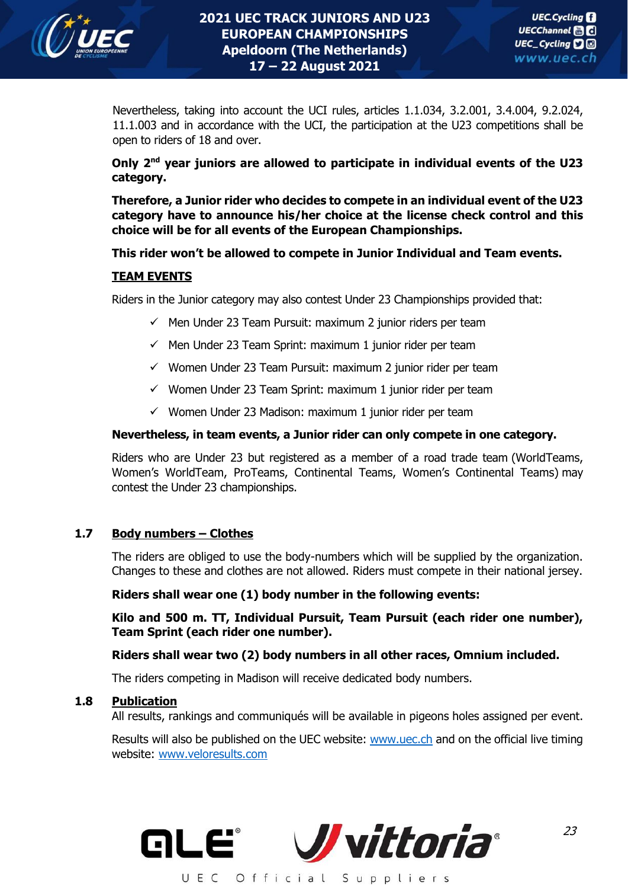Nevertheless, taking into account the UCI rules, articles 1.1.034, 3.2.001, 3.4.004, 9.2.024, 11.1.003 and in accordance with the UCI, the participation at the U23 competitions shall be open to riders of 18 and over.

**Only 2nd year juniors are allowed to participate in individual events of the U23 category.**

**Therefore, a Junior rider who decides to compete in an individual event of the U23 category have to announce his/her choice at the license check control and this choice will be for all events of the European Championships.**

**This rider won't be allowed to compete in Junior Individual and Team events.**

**TEAM EVENTS**

Riders in the Junior category may also contest Under 23 Championships provided that:

- ✓ Men Under 23 Team Pursuit: maximum 2 junior riders per team
- ✓ Men Under 23 Team Sprint: maximum 1 junior rider per team
- ✓ Women Under 23 Team Pursuit: maximum 2 junior rider per team
- ✓ Women Under 23 Team Sprint: maximum 1 junior rider per team
- ✓ Women Under 23 Madison: maximum 1 junior rider per team

**Nevertheless, in team events, a Junior rider can only compete in one category.**

Riders who are Under 23 but registered as a member of a road trade team (WorldTeams, Women's WorldTeam, ProTeams, Continental Teams, Women's Continental Teams) may contest the Under 23 championships.

## 1.7 Body numbers – Clothes

The riders are obliged to use the body-numbers which will be supplied by the organization. Changes to these and clothes are not allowed. Riders must compete in their national jersey.

**Riders shall wear one (1) body number in the following events:**

**Kilo and 500 m. TT, Individual Pursuit, Team Pursuit (each rider one number), Team Sprint (each rider one number).**

**Riders shall wear two (2) body numbers in all other races, Omnium included.**

The riders competing in Madison will receive dedicated body numbers.

## 1.8 Publication

All results, rankings and communiqués will be available in pigeons holes assigned per event.

Results will also be published on the UEC website: www.uec.ch and on the official live timing website: www.veloresults.com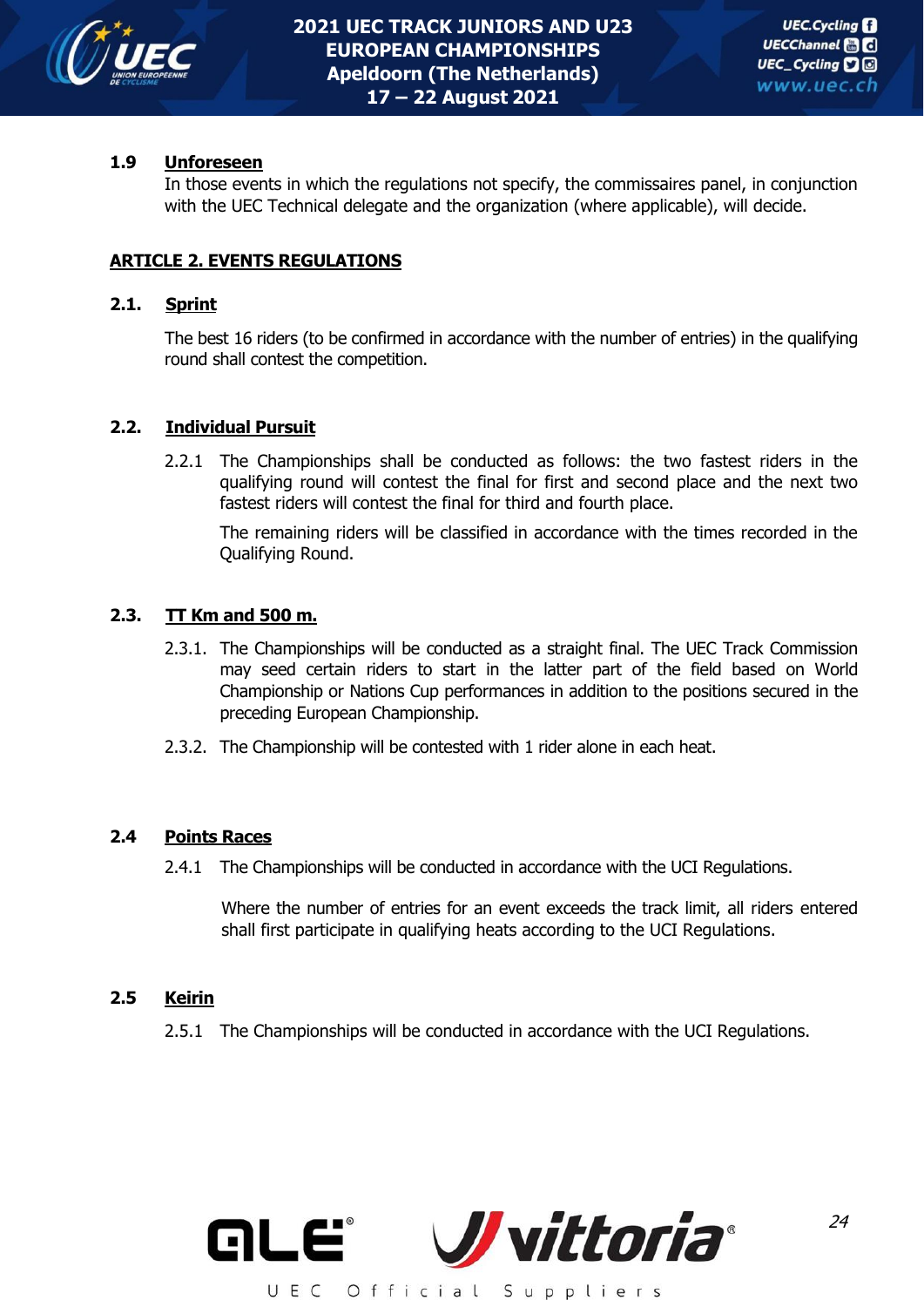### 1.9 Unforeseen

In those events in which the regulations not specify, the commissaires panel, in conjunction with the UEC Technical delegate and the organization (where applicable), will decide.

## ARTICLE 2. EVENTS REGULATIONS

### 2.1. Sprint

The best 16 riders (to be confirmed in accordance with the number of entries) in the qualifying round shall contest the competition.

### 2.2. Individual Pursuit

2.2.1 The Championships shall be conducted as follows: the two fastest riders in the qualifying round will contest the final for first and second place and the next two fastest riders will contest the final for third and fourth place.

The remaining riders will be classified in accordance with the times recorded in the Qualifying Round.

### 2.3. TT Km and 500 m.

2.3.1. The Championships will be conducted as a straight final. The UEC Track Commission may seed certain riders to start in the latter part of the field based on World Championship or Nations Cup performances in addition to the positions secured in the preceding European Championship.

2.3.2. The Championship will be contested with 1 rider alone in each heat.

### 2.4 Points Races

2.4.1 The Championships will be conducted in accordance with the UCI Regulations.

Where the number of entries for an event exceeds the track limit, all riders entered shall first participate in qualifying heats according to the UCI Regulations.

### 2.5 Keirin

2.5.1 The Championships will be conducted in accordance with the UCI Regulations.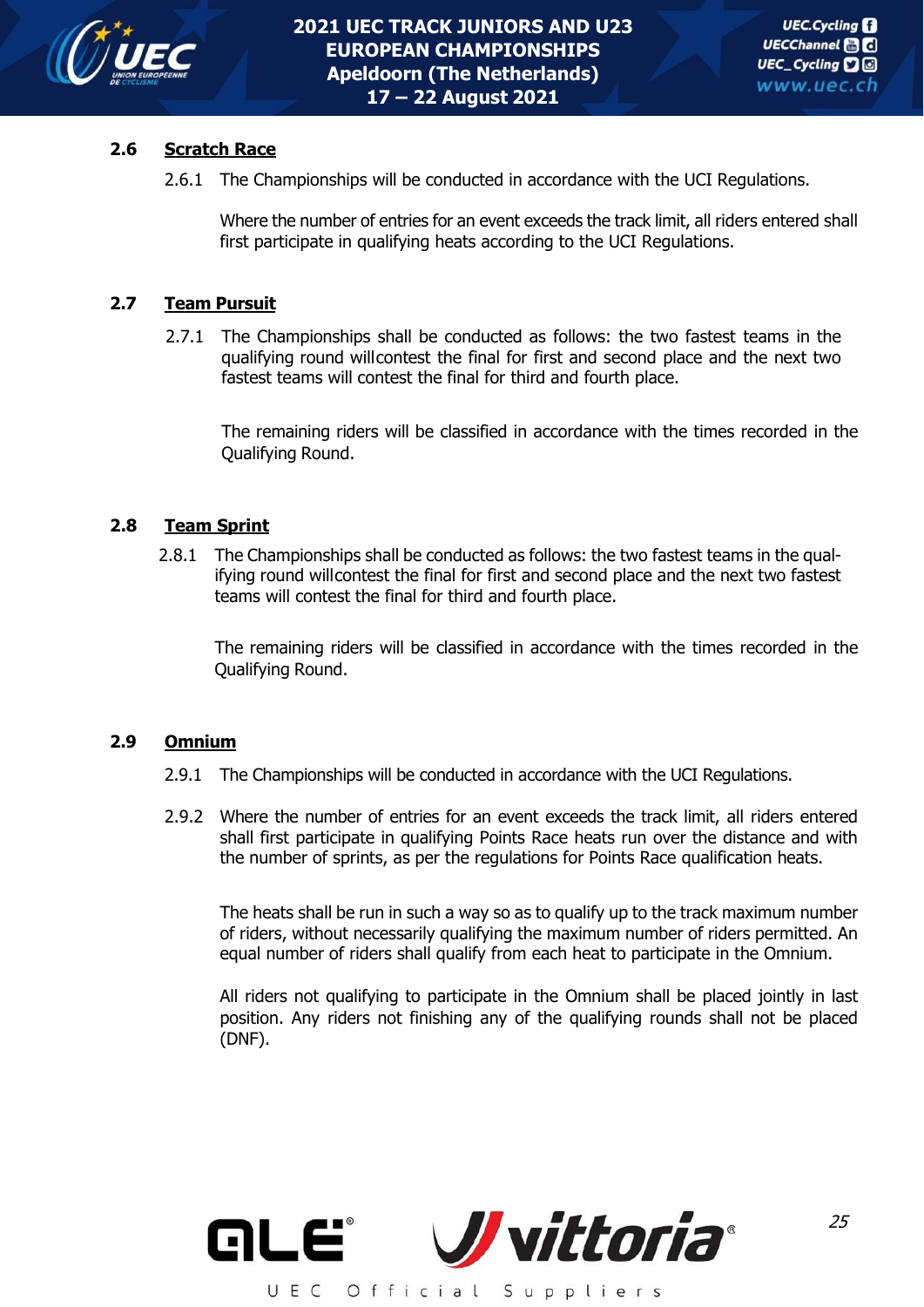## 2.6 Scratch Race

2.6.1 The Championships will be conducted in accordance with the UCI Regulations.

Where the number of entries for an event exceeds the track limit, all riders entered shall first participate in qualifying heats according to the UCI Regulations.

## 2.7 Team Pursuit

2.7.1 The Championships shall be conducted as follows: the two fastest teams in the qualifying round willcontest the final for first and second place and the next two fastest teams will contest the final for third and fourth place.

The remaining riders will be classified in accordance with the times recorded in the Qualifying Round.

## 2.8 Team Sprint

2.8.1 The Championships shall be conducted as follows: the two fastest teams in the qualifying round willcontest the final for first and second place and the next two fastest teams will contest the final for third and fourth place.

The remaining riders will be classified in accordance with the times recorded in the Qualifying Round.

## 2.9 Omnium

2.9.1 The Championships will be conducted in accordance with the UCI Regulations.

2.9.2 Where the number of entries for an event exceeds the track limit, all riders entered shall first participate in qualifying Points Race heats run over the distance and with the number of sprints, as per the regulations for Points Race qualification heats.

The heats shall be run in such a way so as to qualify up to the track maximum number of riders, without necessarily qualifying the maximum number of riders permitted. An equal number of riders shall qualify from each heat to participate in the Omnium.

All riders not qualifying to participate in the Omnium shall be placed jointly in last position. Any riders not finishing any of the qualifying rounds shall not be placed (DNF).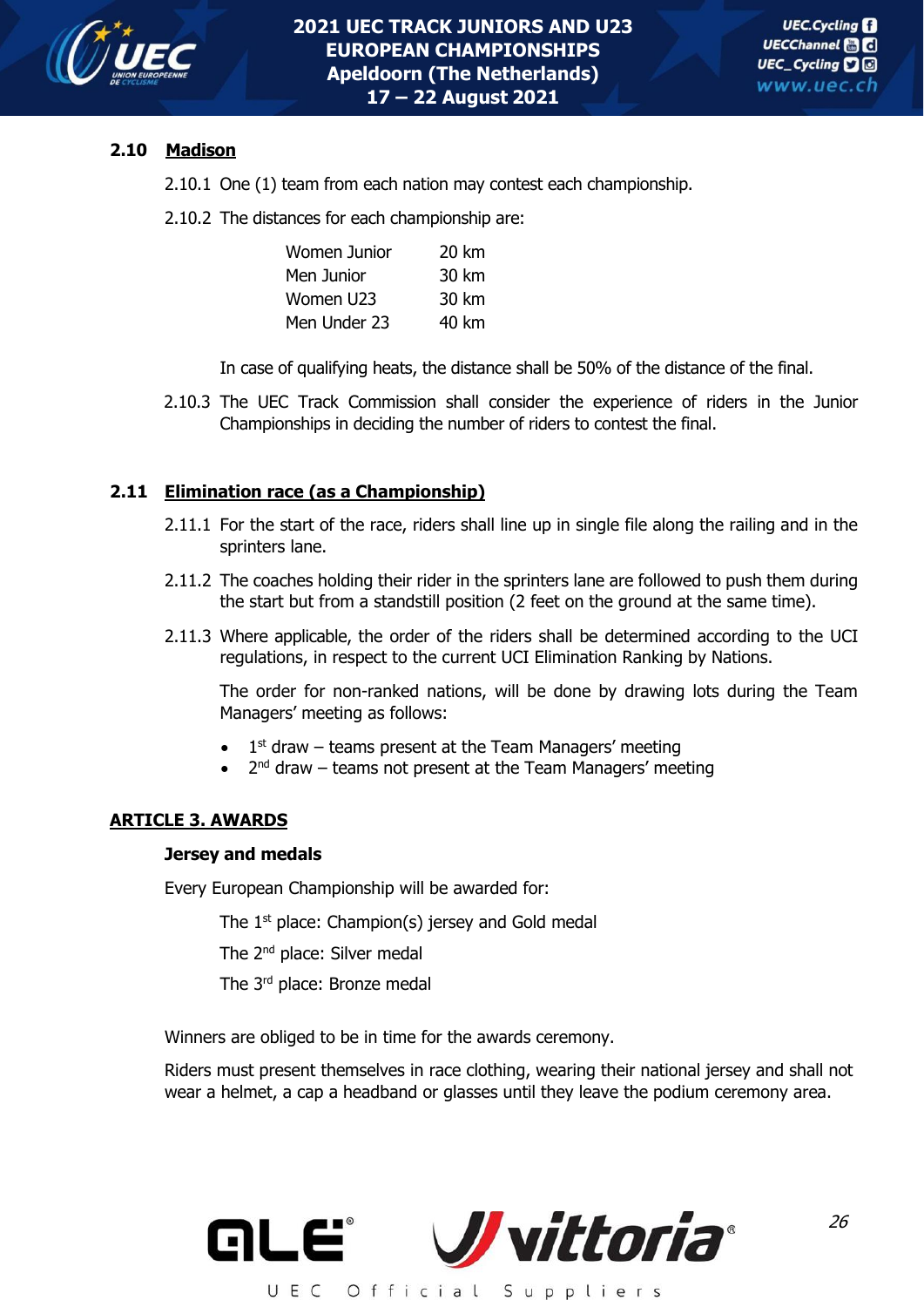### 2.10 Madison

2.10.1 One (1) team from each nation may contest each championship.

2.10.2 The distances for each championship are:

| | |
|---|---|
| Women Junior | 20 km |
| Men Junior | 30 km |
| Women U23 | 30 km |
| Men Under 23 | 40 km |

In case of qualifying heats, the distance shall be 50% of the distance of the final.

2.10.3 The UEC Track Commission shall consider the experience of riders in the Junior Championships in deciding the number of riders to contest the final.

### 2.11 Elimination race (as a Championship)

2.11.1 For the start of the race, riders shall line up in single file along the railing and in the sprinters lane.

2.11.2 The coaches holding their rider in the sprinters lane are followed to push them during the start but from a standstill position (2 feet on the ground at the same time).

2.11.3 Where applicable, the order of the riders shall be determined according to the UCI regulations, in respect to the current UCI Elimination Ranking by Nations.

The order for non-ranked nations, will be done by drawing lots during the Team Managers' meeting as follows:

- 1st draw – teams present at the Team Managers' meeting
- 2nd draw – teams not present at the Team Managers' meeting

## ARTICLE 3. AWARDS

**Jersey and medals**

Every European Championship will be awarded for:

The 1st place: Champion(s) jersey and Gold medal

The 2nd place: Silver medal

The 3rd place: Bronze medal

Winners are obliged to be in time for the awards ceremony.

Riders must present themselves in race clothing, wearing their national jersey and shall not wear a helmet, a cap a headband or glasses until they leave the podium ceremony area.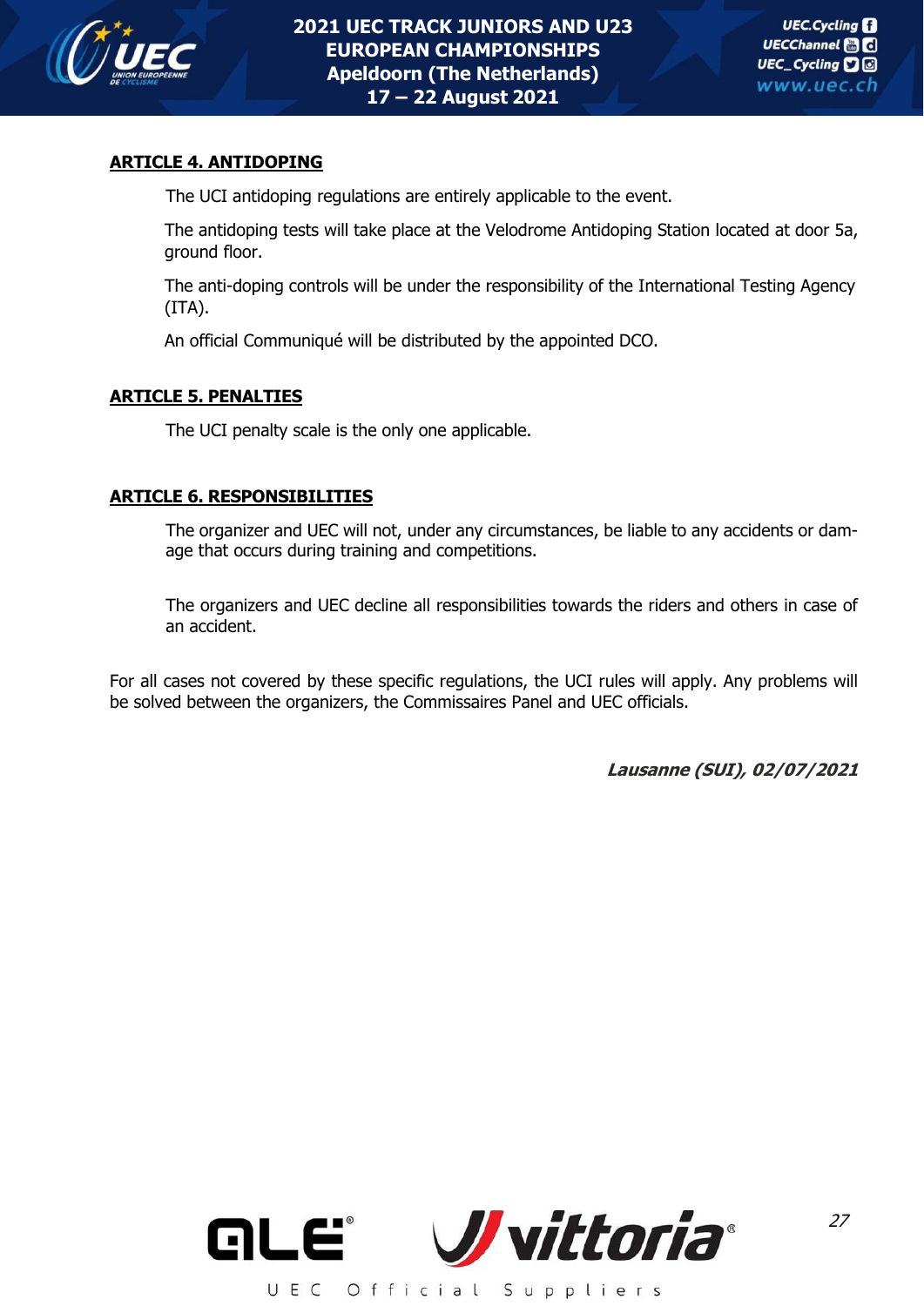## ARTICLE 4. ANTIDOPING

The UCI antidoping regulations are entirely applicable to the event.

The antidoping tests will take place at the Velodrome Antidoping Station located at door 5a, ground floor.

The anti-doping controls will be under the responsibility of the International Testing Agency (ITA).

An official Communiqué will be distributed by the appointed DCO.

## ARTICLE 5. PENALTIES

The UCI penalty scale is the only one applicable.

## ARTICLE 6. RESPONSIBILITIES

The organizer and UEC will not, under any circumstances, be liable to any accidents or damage that occurs during training and competitions.

The organizers and UEC decline all responsibilities towards the riders and others in case of an accident.

For all cases not covered by these specific regulations, the UCI rules will apply. Any problems will be solved between the organizers, the Commissaires Panel and UEC officials.

***Lausanne (SUI), 02/07/2021***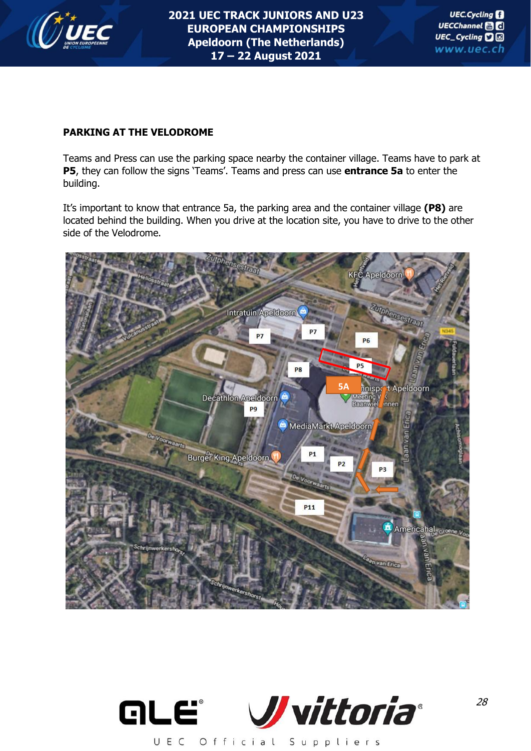## PARKING AT THE VELODROME

Teams and Press can use the parking space nearby the container village. Teams have to park at **P5**, they can follow the signs 'Teams'. Teams and press can use **entrance 5a** to enter the building.

It's important to know that entrance 5a, the parking area and the container village **(P8)** are located behind the building. When you drive at the location site, you have to drive to the other side of the Velodrome.

UEC Official Suppliers